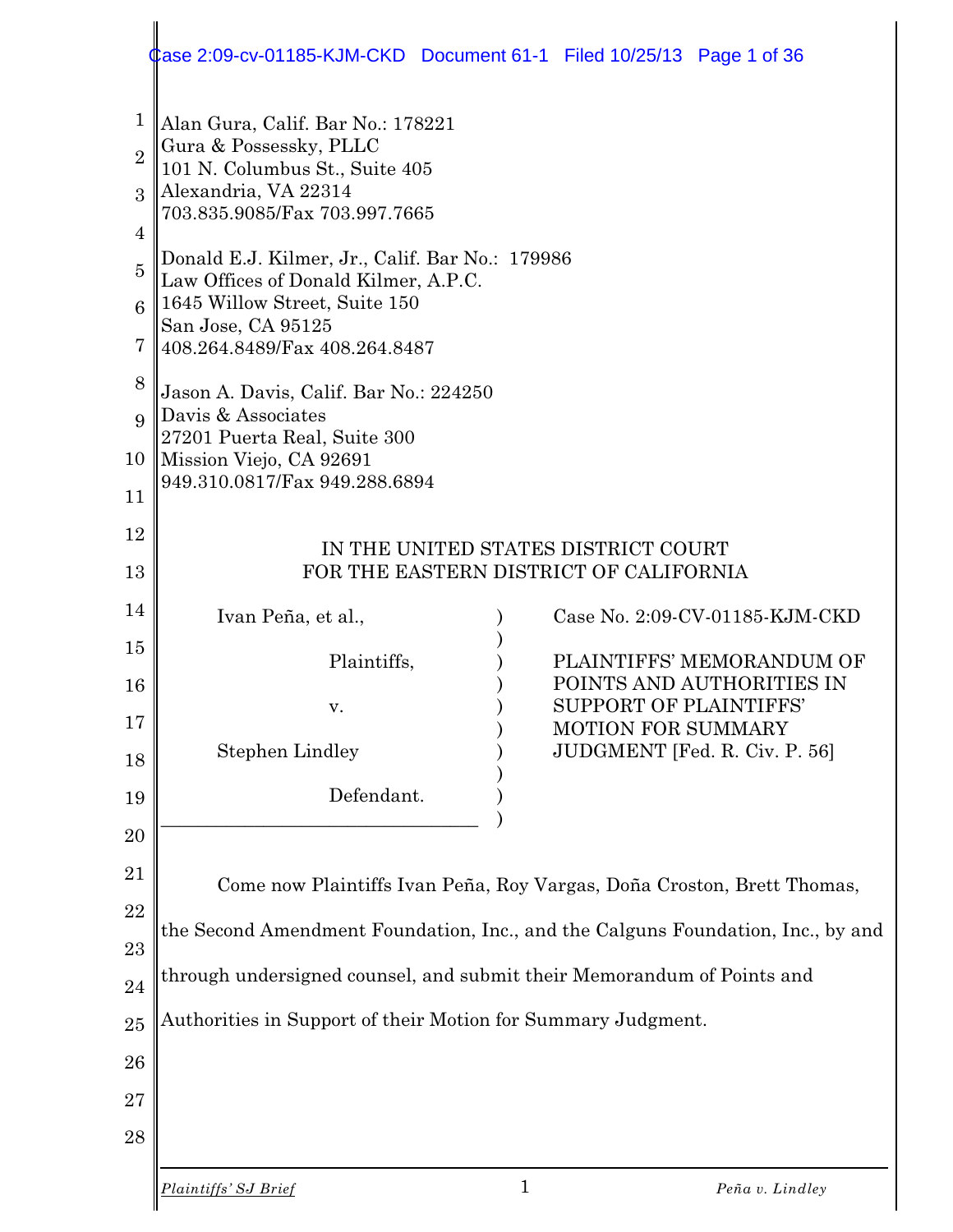Alan Gura, Calif. Bar No.: 178221
Gura & Possessky, PLLC
101 N. Columbus St., Suite 405
Alexandria, VA 22314
703.835.9085/Fax 703.997.7665

Donald E.J. Kilmer, Jr., Calif. Bar No.: 179986
Law Offices of Donald Kilmer, A.P.C.
1645 Willow Street, Suite 150
San Jose, CA 95125
408.264.8489/Fax 408.264.8487

Jason A. Davis, Calif. Bar No.: 224250
Davis & Associates
27201 Puerta Real, Suite 300
Mission Viejo, CA 92691
949.310.0817/Fax 949.288.6894

IN THE UNITED STATES DISTRICT COURT
FOR THE EASTERN DISTRICT OF CALIFORNIA

| | |
|---|---|
| Ivan Peña, et al., Plaintiffs, v. Stephen Lindley Defendant. | Case No. 2:09-CV-01185-KJM-CKD<br><br>PLAINTIFFS' MEMORANDUM OF POINTS AND AUTHORITIES IN SUPPORT OF PLAINTIFFS' MOTION FOR SUMMARY JUDGMENT [Fed. R. Civ. P. 56] |

Come now Plaintiffs Ivan Peña, Roy Vargas, Doña Croston, Brett Thomas, the Second Amendment Foundation, Inc., and the Calguns Foundation, Inc., by and through undersigned counsel, and submit their Memorandum of Points and Authorities in Support of their Motion for Summary Judgment.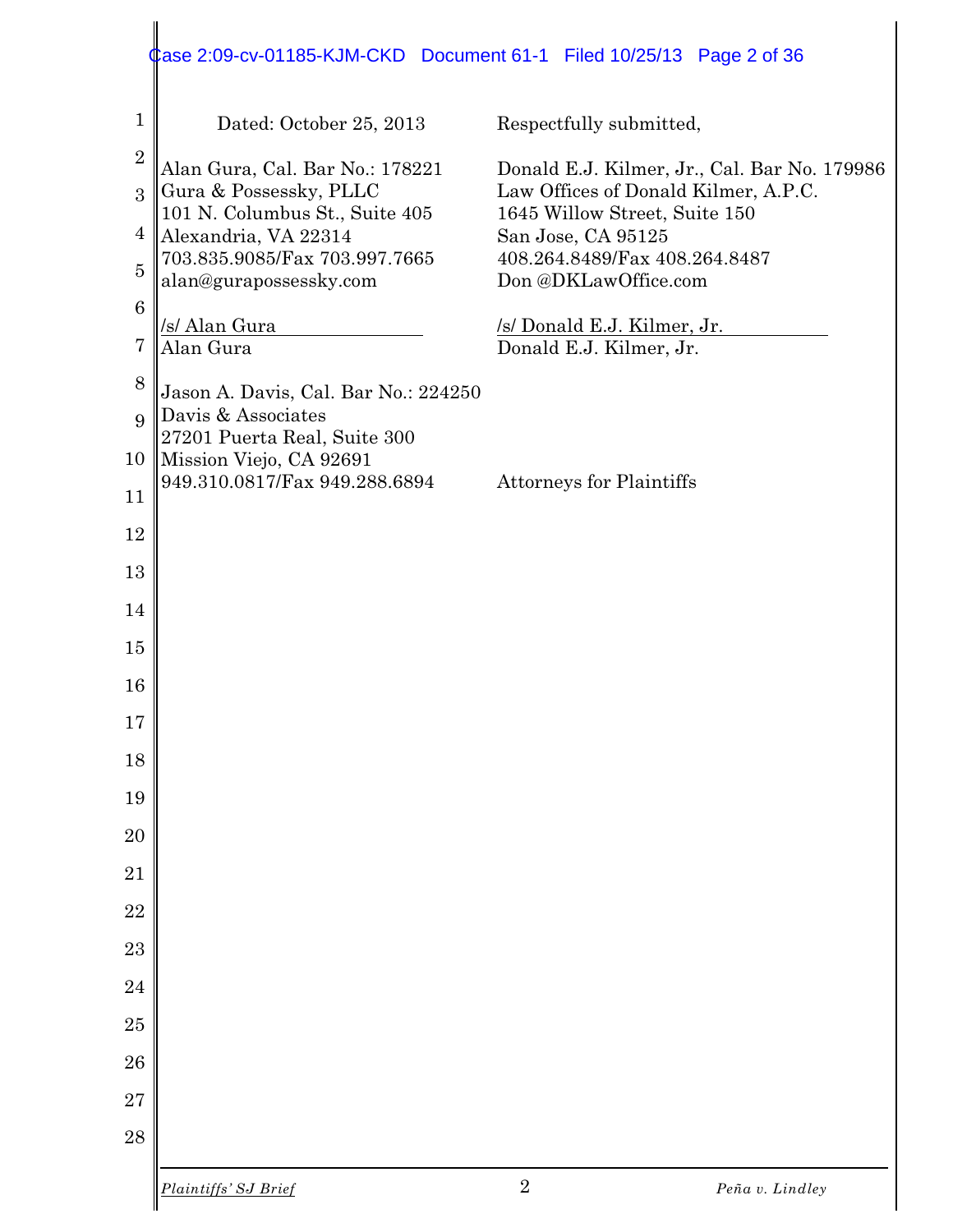Dated: October 25, 2013

Respectfully submitted,

Alan Gura, Cal. Bar No.: 178221
Gura & Possessky, PLLC
101 N. Columbus St., Suite 405
Alexandria, VA 22314
703.835.9085/Fax 703.997.7665
alan@gurapossessky.com

/s/ Alan Gura
Alan Gura

Donald E.J. Kilmer, Jr., Cal. Bar No. 179986
Law Offices of Donald Kilmer, A.P.C.
1645 Willow Street, Suite 150
San Jose, CA 95125
408.264.8489/Fax 408.264.8487
Don @DKLawOffice.com

/s/ Donald E.J. Kilmer, Jr.
Donald E.J. Kilmer, Jr.

Jason A. Davis, Cal. Bar No.: 224250
Davis & Associates
27201 Puerta Real, Suite 300
Mission Viejo, CA 92691
949.310.0817/Fax 949.288.6894

Attorneys for Plaintiffs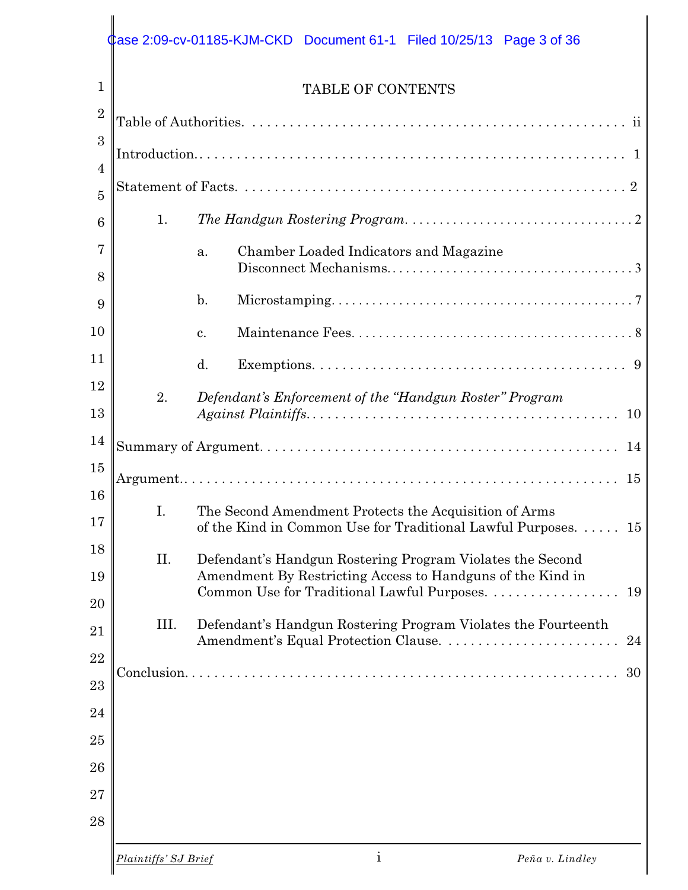# TABLE OF CONTENTS

Table of Authorities. . . . . . . . . . . . . . . . . . . . . . . . . . . . . . . . . . . . . . . . . . . . . . . . . ii

Introduction. . . . . . . . . . . . . . . . . . . . . . . . . . . . . . . . . . . . . . . . . . . . . . . . . . . . . 1

Statement of Facts. . . . . . . . . . . . . . . . . . . . . . . . . . . . . . . . . . . . . . . . . . . . . . . . . 2

1. *The Handgun Rostering Program*. . . . . . . . . . . . . . . . . . . . . . . . . . . . . . . . 2

   a. Chamber Loaded Indicators and Magazine Disconnect Mechanisms. . . . . . . . . . . . . . . . . . . . . . . . . . . . . . . . . . . . 3

   b. Microstamping. . . . . . . . . . . . . . . . . . . . . . . . . . . . . . . . . . . . . . . . . . . . 7

   c. Maintenance Fees. . . . . . . . . . . . . . . . . . . . . . . . . . . . . . . . . . . . . . . . 8

   d. Exemptions. . . . . . . . . . . . . . . . . . . . . . . . . . . . . . . . . . . . . . . . . . . . 9

2. *Defendant's Enforcement of the "Handgun Roster" Program Against Plaintiffs*. . . . . . . . . . . . . . . . . . . . . . . . . . . . . . . . . . . . . . . . . . 10

Summary of Argument. . . . . . . . . . . . . . . . . . . . . . . . . . . . . . . . . . . . . . . . . . . . . 14

Argument. . . . . . . . . . . . . . . . . . . . . . . . . . . . . . . . . . . . . . . . . . . . . . . . . . . . . . . 15

I. The Second Amendment Protects the Acquisition of Arms of the Kind in Common Use for Traditional Lawful Purposes. . . . . . 15

II. Defendant's Handgun Rostering Program Violates the Second Amendment By Restricting Access to Handguns of the Kind in Common Use for Traditional Lawful Purposes. . . . . . . . . . . . . . . . . . . 19

III. Defendant's Handgun Rostering Program Violates the Fourteenth Amendment's Equal Protection Clause. . . . . . . . . . . . . . . . . . . . . . . . 24

Conclusion. . . . . . . . . . . . . . . . . . . . . . . . . . . . . . . . . . . . . . . . . . . . . . . . . . . . . . 30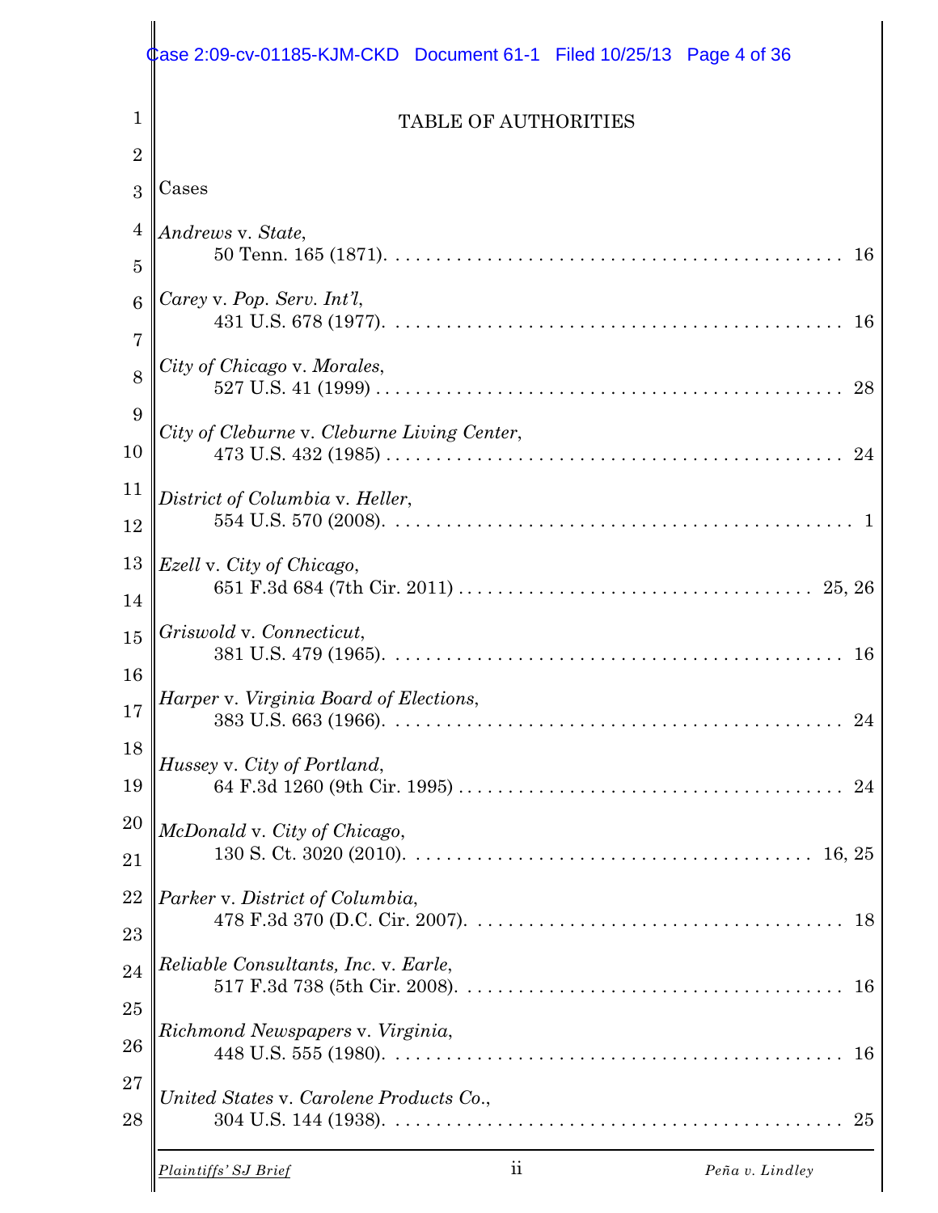# TABLE OF AUTHORITIES

## Cases

*Andrews* v. *State*,
50 Tenn. 165 (1871). . . . . . . . . . . . . . . . . . . . . . . . . . . . . . . . . . . . . . . . . . . . 16

*Carey* v. *Pop. Serv. Int'l*,
431 U.S. 678 (1977). . . . . . . . . . . . . . . . . . . . . . . . . . . . . . . . . . . . . . . . . . . 16

*City of Chicago* v. *Morales*,
527 U.S. 41 (1999) . . . . . . . . . . . . . . . . . . . . . . . . . . . . . . . . . . . . . . . . . . . 28

*City of Cleburne* v. *Cleburne Living Center*,
473 U.S. 432 (1985) . . . . . . . . . . . . . . . . . . . . . . . . . . . . . . . . . . . . . . . . . . 24

*District of Columbia* v. *Heller*,
554 U.S. 570 (2008). . . . . . . . . . . . . . . . . . . . . . . . . . . . . . . . . . . . . . . . . . . 1

*Ezell* v. *City of Chicago*,
651 F.3d 684 (7th Cir. 2011) . . . . . . . . . . . . . . . . . . . . . . . . . . . . . . . . . 25, 26

*Griswold* v. *Connecticut*,
381 U.S. 479 (1965). . . . . . . . . . . . . . . . . . . . . . . . . . . . . . . . . . . . . . . . . . . 16

*Harper* v. *Virginia Board of Elections*,
383 U.S. 663 (1966). . . . . . . . . . . . . . . . . . . . . . . . . . . . . . . . . . . . . . . . . . . 24

*Hussey* v. *City of Portland*,
64 F.3d 1260 (9th Cir. 1995) . . . . . . . . . . . . . . . . . . . . . . . . . . . . . . . . . . . . 24

*McDonald* v. *City of Chicago*,
130 S. Ct. 3020 (2010). . . . . . . . . . . . . . . . . . . . . . . . . . . . . . . . . . . . . . 16, 25

*Parker* v. *District of Columbia*,
478 F.3d 370 (D.C. Cir. 2007). . . . . . . . . . . . . . . . . . . . . . . . . . . . . . . . . . . 18

*Reliable Consultants, Inc.* v. *Earle*,
517 F.3d 738 (5th Cir. 2008). . . . . . . . . . . . . . . . . . . . . . . . . . . . . . . . . . . . 16

*Richmond Newspapers* v. *Virginia*,
448 U.S. 555 (1980). . . . . . . . . . . . . . . . . . . . . . . . . . . . . . . . . . . . . . . . . . . 16

*United States* v. *Carolene Products Co.*,
304 U.S. 144 (1938). . . . . . . . . . . . . . . . . . . . . . . . . . . . . . . . . . . . . . . . . . . 25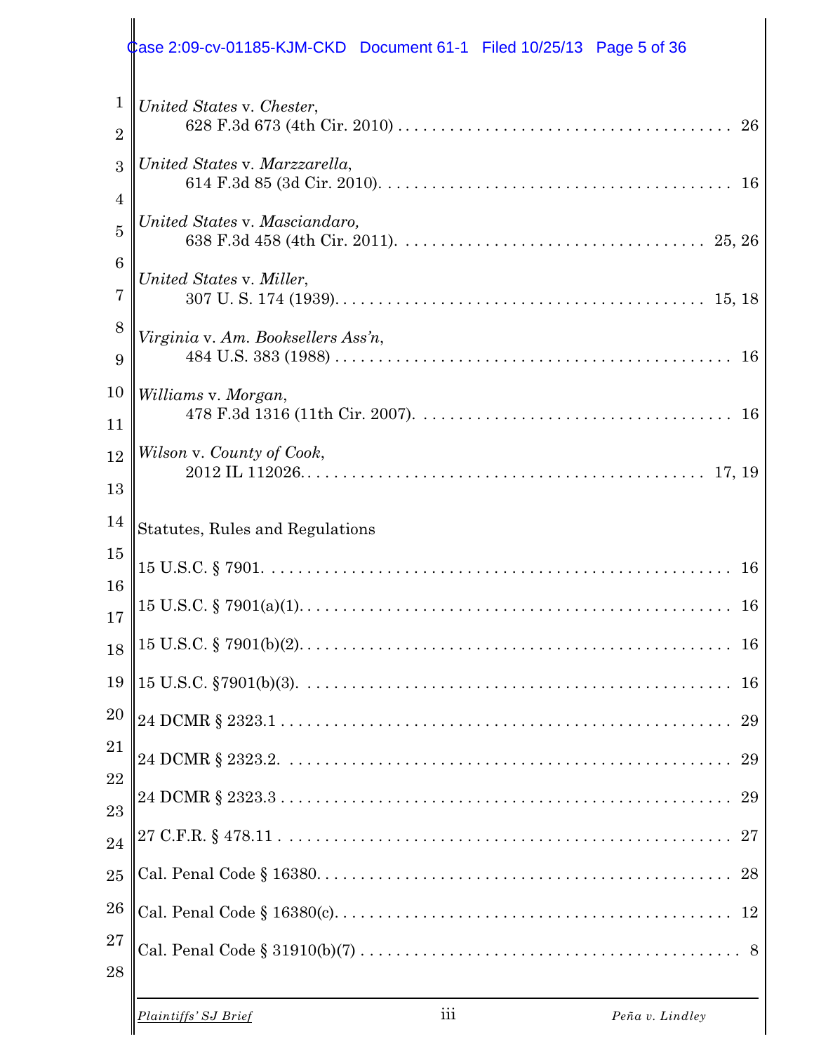*United States* v. *Chester*,
628 F.3d 673 (4th Cir. 2010) . . . . . . . . . . . . . . . . . . . . . . . . . . . . . . . . . . . . . 26

*United States* v. *Marzzarella*,
614 F.3d 85 (3d Cir. 2010). . . . . . . . . . . . . . . . . . . . . . . . . . . . . . . . . . . . . . . 16

*United States* v. *Masciandaro,*
638 F.3d 458 (4th Cir. 2011). . . . . . . . . . . . . . . . . . . . . . . . . . . . . . . . . . 25, 26

*United States* v. *Miller*,
307 U. S. 174 (1939). . . . . . . . . . . . . . . . . . . . . . . . . . . . . . . . . . . . . . . . 15, 18

*Virginia* v. *Am. Booksellers Ass'n*,
484 U.S. 383 (1988) . . . . . . . . . . . . . . . . . . . . . . . . . . . . . . . . . . . . . . . . . . . 16

*Williams* v. *Morgan*,
478 F.3d 1316 (11th Cir. 2007). . . . . . . . . . . . . . . . . . . . . . . . . . . . . . . . . . . 16

*Wilson* v. *County of Cook*,
2012 IL 112026. . . . . . . . . . . . . . . . . . . . . . . . . . . . . . . . . . . . . . . . . . . . 17, 19

Statutes, Rules and Regulations

15 U.S.C. § 7901. . . . . . . . . . . . . . . . . . . . . . . . . . . . . . . . . . . . . . . . . . . . . . . . 16

15 U.S.C. § 7901(a)(1). . . . . . . . . . . . . . . . . . . . . . . . . . . . . . . . . . . . . . . . . . . . 16

15 U.S.C. § 7901(b)(2). . . . . . . . . . . . . . . . . . . . . . . . . . . . . . . . . . . . . . . . . . . . 16

15 U.S.C. §7901(b)(3). . . . . . . . . . . . . . . . . . . . . . . . . . . . . . . . . . . . . . . . . . . . 16

24 DCMR § 2323.1 . . . . . . . . . . . . . . . . . . . . . . . . . . . . . . . . . . . . . . . . . . . . . . 29

24 DCMR § 2323.2. . . . . . . . . . . . . . . . . . . . . . . . . . . . . . . . . . . . . . . . . . . . . . . 29

24 DCMR § 2323.3 . . . . . . . . . . . . . . . . . . . . . . . . . . . . . . . . . . . . . . . . . . . . . . 29

27 C.F.R. § 478.11 . . . . . . . . . . . . . . . . . . . . . . . . . . . . . . . . . . . . . . . . . . . . . . 27

Cal. Penal Code § 16380. . . . . . . . . . . . . . . . . . . . . . . . . . . . . . . . . . . . . . . . . . . 28

Cal. Penal Code § 16380(c). . . . . . . . . . . . . . . . . . . . . . . . . . . . . . . . . . . . . . . . . 12

Cal. Penal Code § 31910(b)(7) . . . . . . . . . . . . . . . . . . . . . . . . . . . . . . . . . . . . . . . 8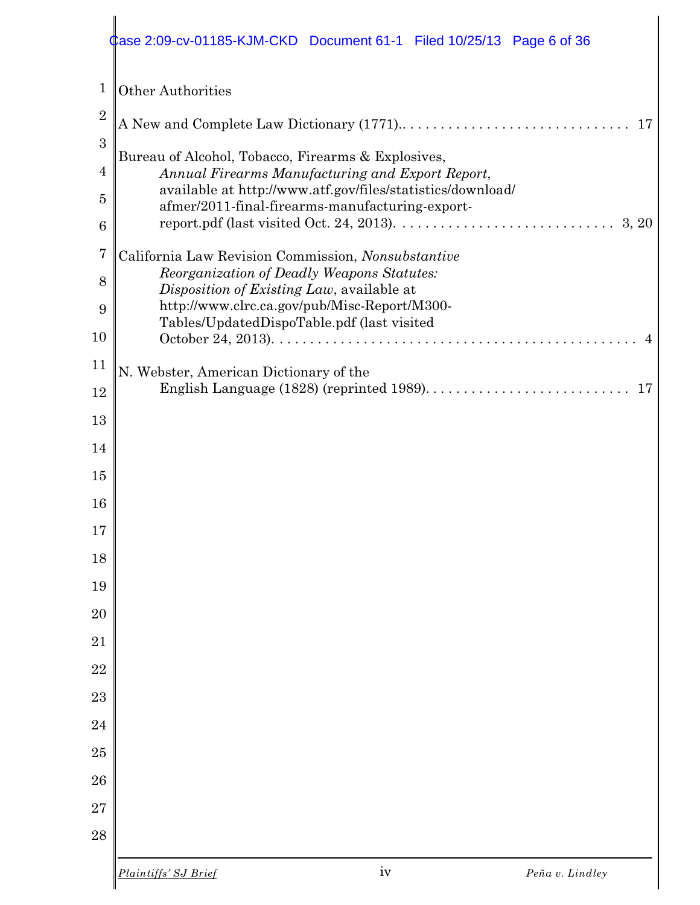Other Authorities

A New and Complete Law Dictionary (1771).. . . . . . . . . . . . . . . . . . . . . . . . . . . . . . 17

Bureau of Alcohol, Tobacco, Firearms & Explosives, *Annual Firearms Manufacturing and Export Report*, available at http://www.atf.gov/files/statistics/download/afmer/2011-final-firearms-manufacturing-export-report.pdf (last visited Oct. 24, 2013). . . . . . . . . . . . . . . . . . . . . . . . . . . . . 3, 20

California Law Revision Commission, *Nonsubstantive Reorganization of Deadly Weapons Statutes: Disposition of Existing Law*, available at http://www.clrc.ca.gov/pub/Misc-Report/M300-Tables/UpdatedDispoTable.pdf (last visited October 24, 2013). . . . . . . . . . . . . . . . . . . . . . . . . . . . . . . . . . . . . . . . . . . . . . . . 4

N. Webster, American Dictionary of the English Language (1828) (reprinted 1989). . . . . . . . . . . . . . . . . . . . . . . . . . . 17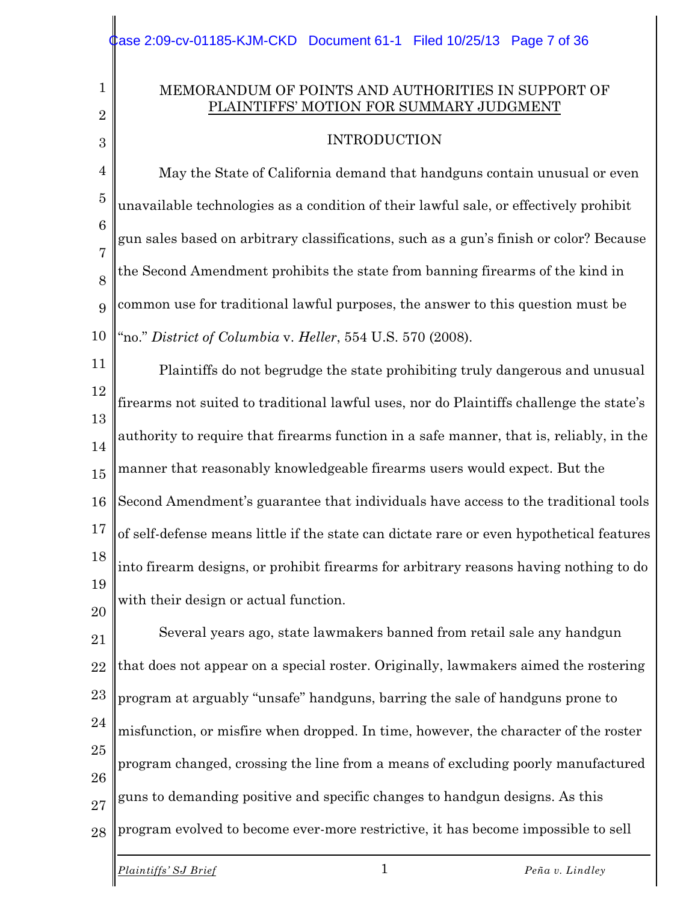MEMORANDUM OF POINTS AND AUTHORITIES IN SUPPORT OF PLAINTIFFS' MOTION FOR SUMMARY JUDGMENT

INTRODUCTION

May the State of California demand that handguns contain unusual or even unavailable technologies as a condition of their lawful sale, or effectively prohibit gun sales based on arbitrary classifications, such as a gun's finish or color? Because the Second Amendment prohibits the state from banning firearms of the kind in common use for traditional lawful purposes, the answer to this question must be "no." *District of Columbia* v. *Heller*, 554 U.S. 570 (2008).

Plaintiffs do not begrudge the state prohibiting truly dangerous and unusual firearms not suited to traditional lawful uses, nor do Plaintiffs challenge the state's authority to require that firearms function in a safe manner, that is, reliably, in the manner that reasonably knowledgeable firearms users would expect. But the Second Amendment's guarantee that individuals have access to the traditional tools of self-defense means little if the state can dictate rare or even hypothetical features into firearm designs, or prohibit firearms for arbitrary reasons having nothing to do with their design or actual function.

Several years ago, state lawmakers banned from retail sale any handgun that does not appear on a special roster. Originally, lawmakers aimed the rostering program at arguably "unsafe" handguns, barring the sale of handguns prone to misfunction, or misfire when dropped. In time, however, the character of the roster program changed, crossing the line from a means of excluding poorly manufactured guns to demanding positive and specific changes to handgun designs. As this program evolved to become ever-more restrictive, it has become impossible to sell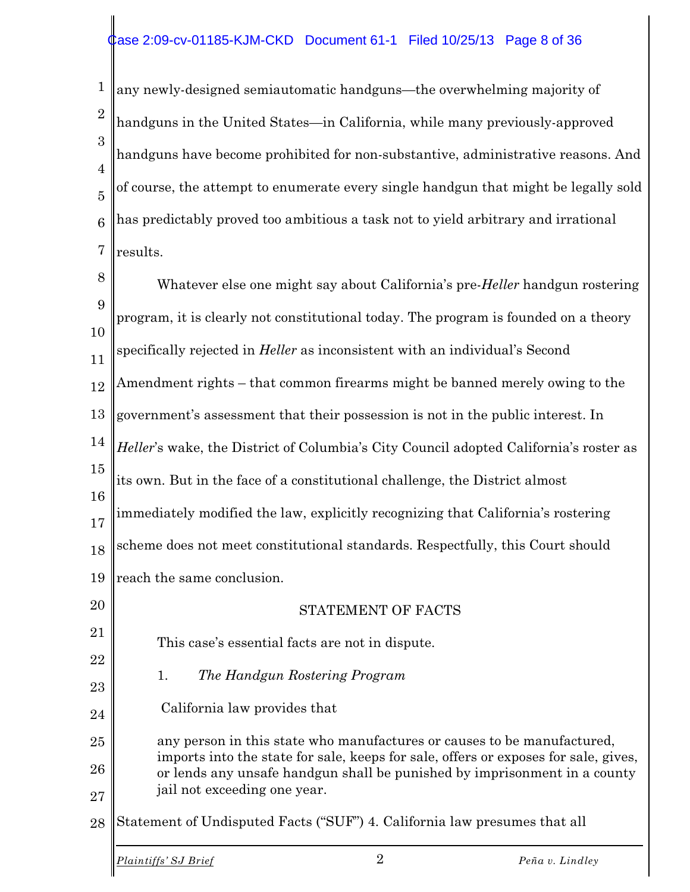any newly-designed semiautomatic handguns—the overwhelming majority of handguns in the United States—in California, while many previously-approved handguns have become prohibited for non-substantive, administrative reasons. And of course, the attempt to enumerate every single handgun that might be legally sold has predictably proved too ambitious a task not to yield arbitrary and irrational results.

Whatever else one might say about California's pre-*Heller* handgun rostering program, it is clearly not constitutional today. The program is founded on a theory specifically rejected in *Heller* as inconsistent with an individual's Second Amendment rights – that common firearms might be banned merely owing to the government's assessment that their possession is not in the public interest. In *Heller*'s wake, the District of Columbia's City Council adopted California's roster as its own. But in the face of a constitutional challenge, the District almost immediately modified the law, explicitly recognizing that California's rostering scheme does not meet constitutional standards. Respectfully, this Court should reach the same conclusion.

## STATEMENT OF FACTS

This case's essential facts are not in dispute.

1. *The Handgun Rostering Program*

California law provides that

> any person in this state who manufactures or causes to be manufactured, imports into the state for sale, keeps for sale, offers or exposes for sale, gives, or lends any unsafe handgun shall be punished by imprisonment in a county jail not exceeding one year.

Statement of Undisputed Facts ("SUF") 4. California law presumes that all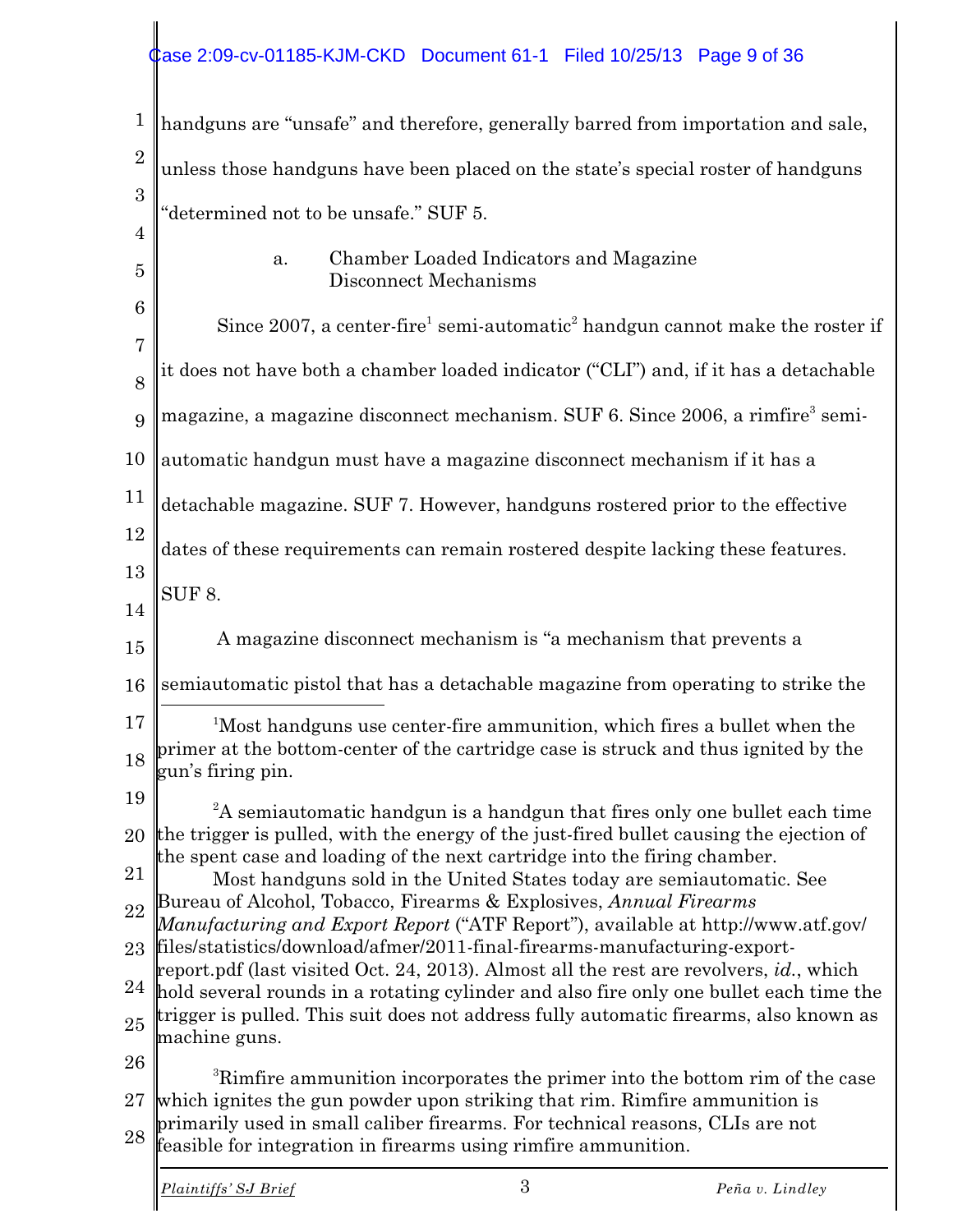handguns are "unsafe" and therefore, generally barred from importation and sale, unless those handguns have been placed on the state's special roster of handguns "determined not to be unsafe." SUF 5.

#### a. Chamber Loaded Indicators and Magazine Disconnect Mechanisms

Since 2007, a center-fire[1] semi-automatic[2] handgun cannot make the roster if it does not have both a chamber loaded indicator ("CLI") and, if it has a detachable magazine, a magazine disconnect mechanism. SUF 6. Since 2006, a rimfire[3] semi-automatic handgun must have a magazine disconnect mechanism if it has a detachable magazine. SUF 7. However, handguns rostered prior to the effective dates of these requirements can remain rostered despite lacking these features. SUF 8.

A magazine disconnect mechanism is "a mechanism that prevents a semiautomatic pistol that has a detachable magazine from operating to strike the

---

[1]Most handguns use center-fire ammunition, which fires a bullet when the primer at the bottom-center of the cartridge case is struck and thus ignited by the gun's firing pin.

[2]A semiautomatic handgun is a handgun that fires only one bullet each time the trigger is pulled, with the energy of the just-fired bullet causing the ejection of the spent case and loading of the next cartridge into the firing chamber.

Most handguns sold in the United States today are semiautomatic. See Bureau of Alcohol, Tobacco, Firearms & Explosives, *Annual Firearms Manufacturing and Export Report* ("ATF Report"), available at http://www.atf.gov/files/statistics/download/afmer/2011-final-firearms-manufacturing-export-report.pdf (last visited Oct. 24, 2013). Almost all the rest are revolvers, *id.*, which hold several rounds in a rotating cylinder and also fire only one bullet each time the trigger is pulled. This suit does not address fully automatic firearms, also known as machine guns.

[3]Rimfire ammunition incorporates the primer into the bottom rim of the case which ignites the gun powder upon striking that rim. Rimfire ammunition is primarily used in small caliber firearms. For technical reasons, CLIs are not feasible for integration in firearms using rimfire ammunition.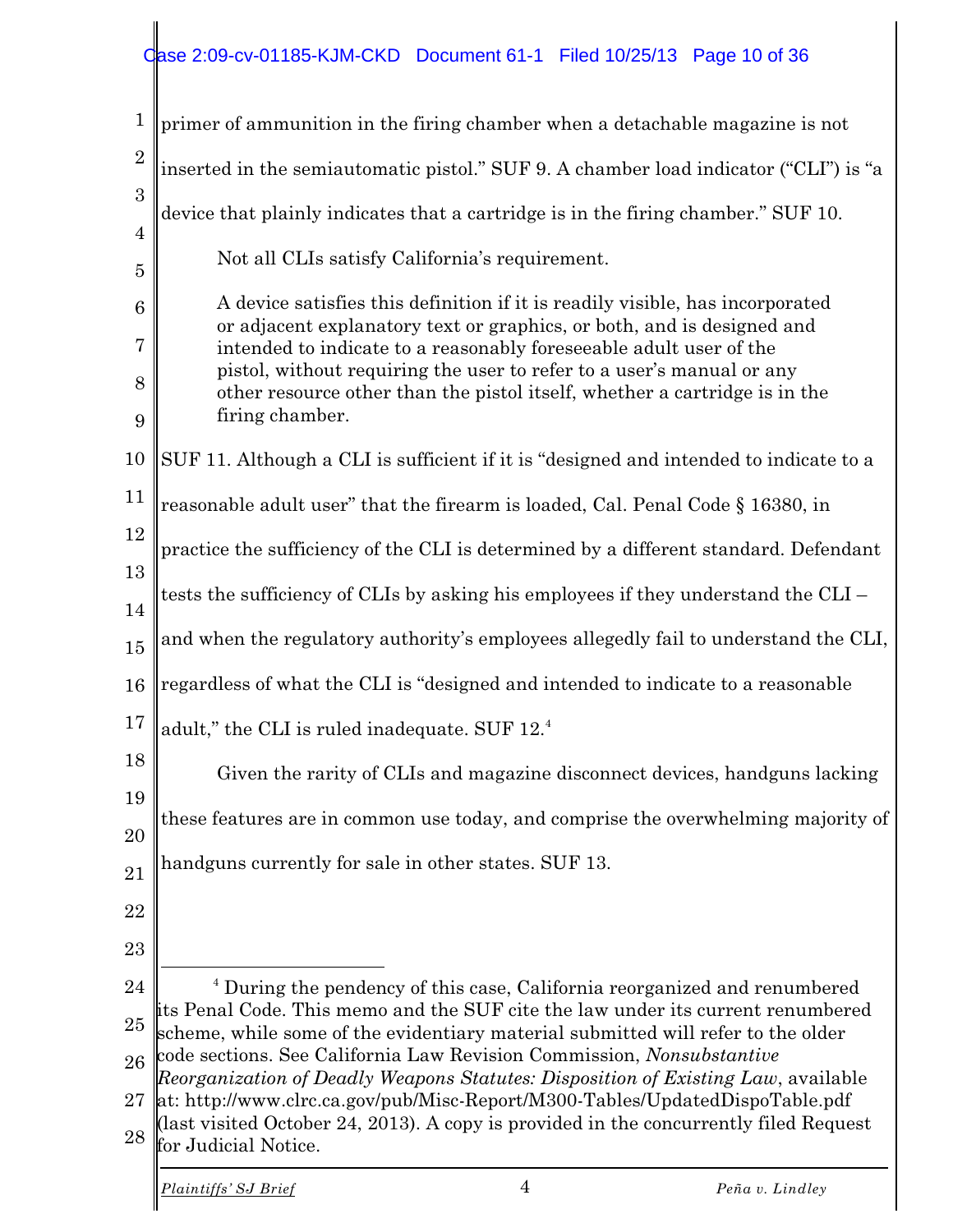primer of ammunition in the firing chamber when a detachable magazine is not inserted in the semiautomatic pistol." SUF 9. A chamber load indicator ("CLI") is "a device that plainly indicates that a cartridge is in the firing chamber." SUF 10.

Not all CLIs satisfy California's requirement.

> A device satisfies this definition if it is readily visible, has incorporated or adjacent explanatory text or graphics, or both, and is designed and intended to indicate to a reasonably foreseeable adult user of the pistol, without requiring the user to refer to a user's manual or any other resource other than the pistol itself, whether a cartridge is in the firing chamber.

SUF 11. Although a CLI is sufficient if it is "designed and intended to indicate to a reasonable adult user" that the firearm is loaded, Cal. Penal Code § 16380, in practice the sufficiency of the CLI is determined by a different standard. Defendant tests the sufficiency of CLIs by asking his employees if they understand the CLI – and when the regulatory authority's employees allegedly fail to understand the CLI, regardless of what the CLI is "designed and intended to indicate to a reasonable adult," the CLI is ruled inadequate. SUF 12.[4]

Given the rarity of CLIs and magazine disconnect devices, handguns lacking these features are in common use today, and comprise the overwhelming majority of handguns currently for sale in other states. SUF 13.

---

[4] During the pendency of this case, California reorganized and renumbered its Penal Code. This memo and the SUF cite the law under its current renumbered scheme, while some of the evidentiary material submitted will refer to the older code sections. See California Law Revision Commission, *Nonsubstantive Reorganization of Deadly Weapons Statutes: Disposition of Existing Law*, available at: http://www.clrc.ca.gov/pub/Misc-Report/M300-Tables/UpdatedDispoTable.pdf (last visited October 24, 2013). A copy is provided in the concurrently filed Request for Judicial Notice.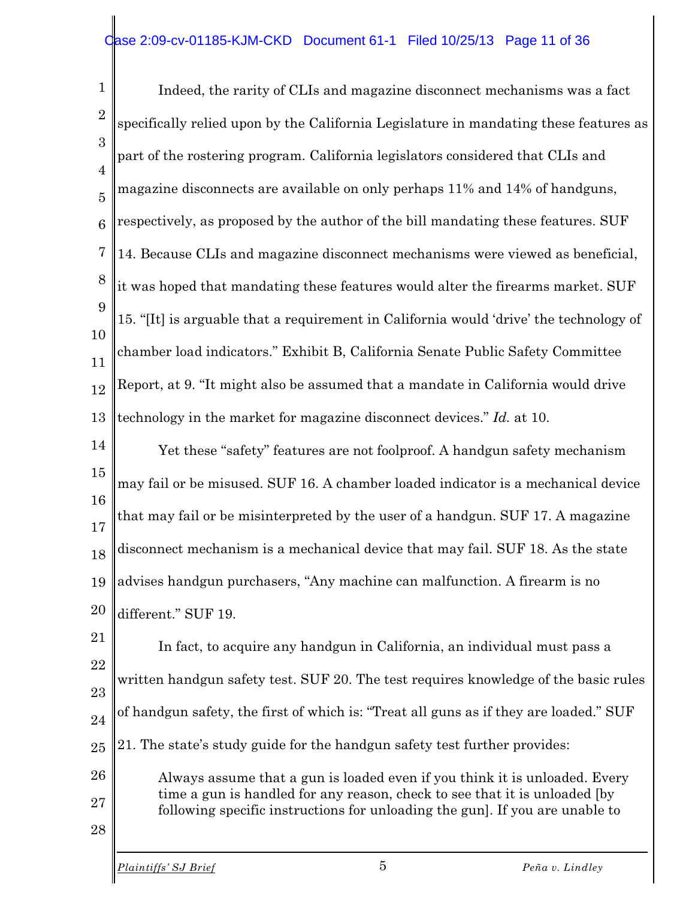Indeed, the rarity of CLIs and magazine disconnect mechanisms was a fact specifically relied upon by the California Legislature in mandating these features as part of the rostering program. California legislators considered that CLIs and magazine disconnects are available on only perhaps 11% and 14% of handguns, respectively, as proposed by the author of the bill mandating these features. SUF 14. Because CLIs and magazine disconnect mechanisms were viewed as beneficial, it was hoped that mandating these features would alter the firearms market. SUF 15. "[It] is arguable that a requirement in California would 'drive' the technology of chamber load indicators." Exhibit B, California Senate Public Safety Committee Report, at 9. "It might also be assumed that a mandate in California would drive technology in the market for magazine disconnect devices." *Id.* at 10.

Yet these "safety" features are not foolproof. A handgun safety mechanism may fail or be misused. SUF 16. A chamber loaded indicator is a mechanical device that may fail or be misinterpreted by the user of a handgun. SUF 17. A magazine disconnect mechanism is a mechanical device that may fail. SUF 18. As the state advises handgun purchasers, "Any machine can malfunction. A firearm is no different." SUF 19.

In fact, to acquire any handgun in California, an individual must pass a written handgun safety test. SUF 20. The test requires knowledge of the basic rules of handgun safety, the first of which is: "Treat all guns as if they are loaded." SUF 21. The state's study guide for the handgun safety test further provides:

> Always assume that a gun is loaded even if you think it is unloaded. Every time a gun is handled for any reason, check to see that it is unloaded [by following specific instructions for unloading the gun]. If you are unable to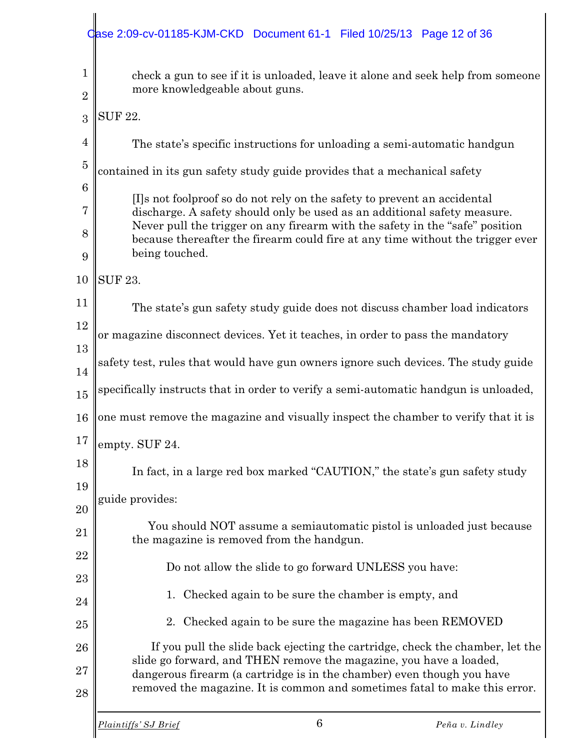> check a gun to see if it is unloaded, leave it alone and seek help from someone more knowledgeable about guns.

SUF 22.

The state's specific instructions for unloading a semi-automatic handgun contained in its gun safety study guide provides that a mechanical safety

> [I]s not foolproof so do not rely on the safety to prevent an accidental discharge. A safety should only be used as an additional safety measure. Never pull the trigger on any firearm with the safety in the "safe" position because thereafter the firearm could fire at any time without the trigger ever being touched.

SUF 23.

The state's gun safety study guide does not discuss chamber load indicators or magazine disconnect devices. Yet it teaches, in order to pass the mandatory safety test, rules that would have gun owners ignore such devices. The study guide specifically instructs that in order to verify a semi-automatic handgun is unloaded, one must remove the magazine and visually inspect the chamber to verify that it is empty. SUF 24.

In fact, in a large red box marked "CAUTION," the state's gun safety study guide provides:

> You should NOT assume a semiautomatic pistol is unloaded just because the magazine is removed from the handgun.
>
> Do not allow the slide to go forward UNLESS you have:
>
> 1. Checked again to be sure the chamber is empty, and
> 2. Checked again to be sure the magazine has been REMOVED
>
> If you pull the slide back ejecting the cartridge, check the chamber, let the slide go forward, and THEN remove the magazine, you have a loaded, dangerous firearm (a cartridge is in the chamber) even though you have removed the magazine. It is common and sometimes fatal to make this error.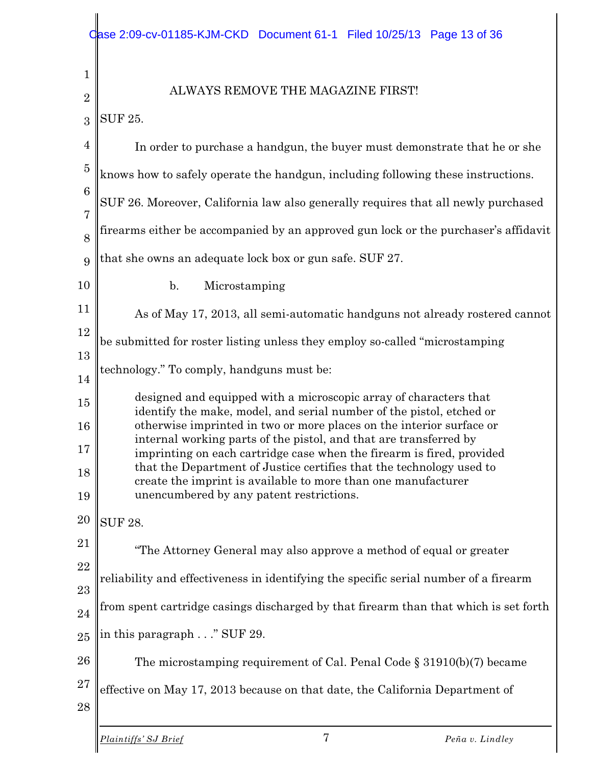ALWAYS REMOVE THE MAGAZINE FIRST!

SUF 25.

In order to purchase a handgun, the buyer must demonstrate that he or she knows how to safely operate the handgun, including following these instructions. SUF 26. Moreover, California law also generally requires that all newly purchased firearms either be accompanied by an approved gun lock or the purchaser's affidavit that she owns an adequate lock box or gun safe. SUF 27.

b. Microstamping

As of May 17, 2013, all semi-automatic handguns not already rostered cannot be submitted for roster listing unless they employ so-called "microstamping technology." To comply, handguns must be:

> designed and equipped with a microscopic array of characters that identify the make, model, and serial number of the pistol, etched or otherwise imprinted in two or more places on the interior surface or internal working parts of the pistol, and that are transferred by imprinting on each cartridge case when the firearm is fired, provided that the Department of Justice certifies that the technology used to create the imprint is available to more than one manufacturer unencumbered by any patent restrictions.

SUF 28.

"The Attorney General may also approve a method of equal or greater reliability and effectiveness in identifying the specific serial number of a firearm from spent cartridge casings discharged by that firearm than that which is set forth in this paragraph . . ." SUF 29.

The microstamping requirement of Cal. Penal Code § 31910(b)(7) became effective on May 17, 2013 because on that date, the California Department of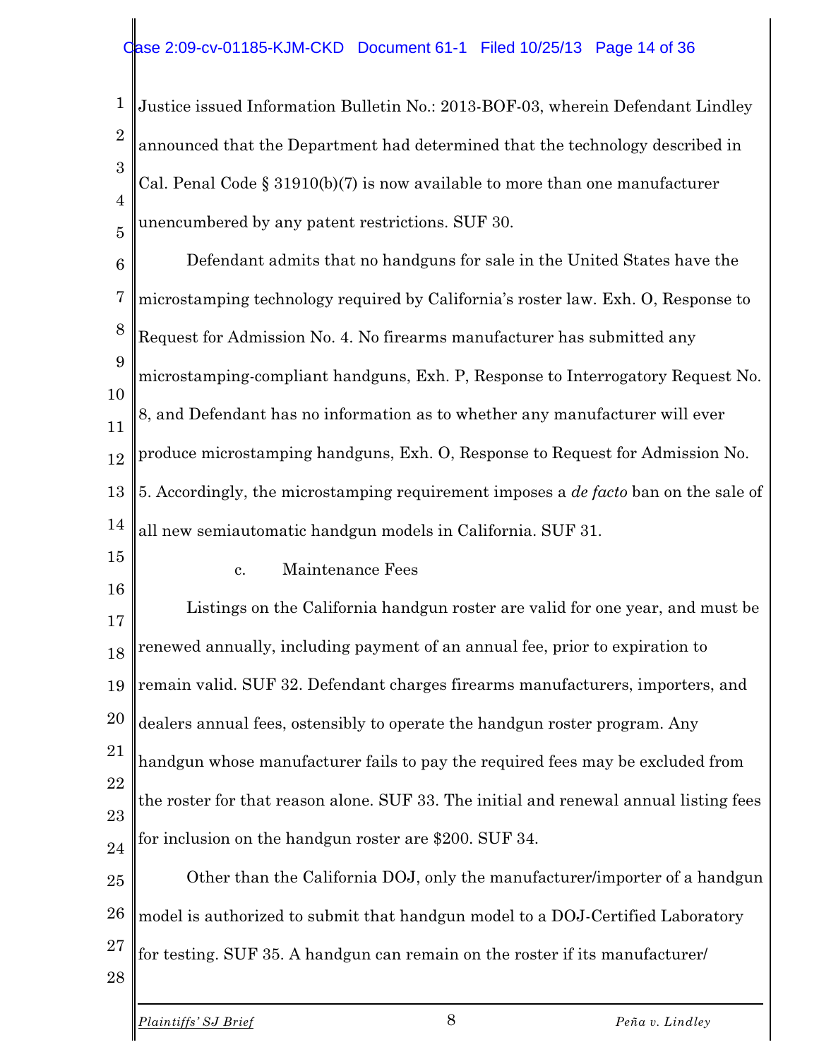Justice issued Information Bulletin No.: 2013-BOF-03, wherein Defendant Lindley announced that the Department had determined that the technology described in Cal. Penal Code § 31910(b)(7) is now available to more than one manufacturer unencumbered by any patent restrictions. SUF 30.

Defendant admits that no handguns for sale in the United States have the microstamping technology required by California's roster law. Exh. O, Response to Request for Admission No. 4. No firearms manufacturer has submitted any microstamping-compliant handguns, Exh. P, Response to Interrogatory Request No. 8, and Defendant has no information as to whether any manufacturer will ever produce microstamping handguns, Exh. O, Response to Request for Admission No. 5. Accordingly, the microstamping requirement imposes a *de facto* ban on the sale of all new semiautomatic handgun models in California. SUF 31.

c. Maintenance Fees

Listings on the California handgun roster are valid for one year, and must be renewed annually, including payment of an annual fee, prior to expiration to remain valid. SUF 32. Defendant charges firearms manufacturers, importers, and dealers annual fees, ostensibly to operate the handgun roster program. Any handgun whose manufacturer fails to pay the required fees may be excluded from the roster for that reason alone. SUF 33. The initial and renewal annual listing fees for inclusion on the handgun roster are $200. SUF 34.

Other than the California DOJ, only the manufacturer/importer of a handgun model is authorized to submit that handgun model to a DOJ-Certified Laboratory for testing. SUF 35. A handgun can remain on the roster if its manufacturer/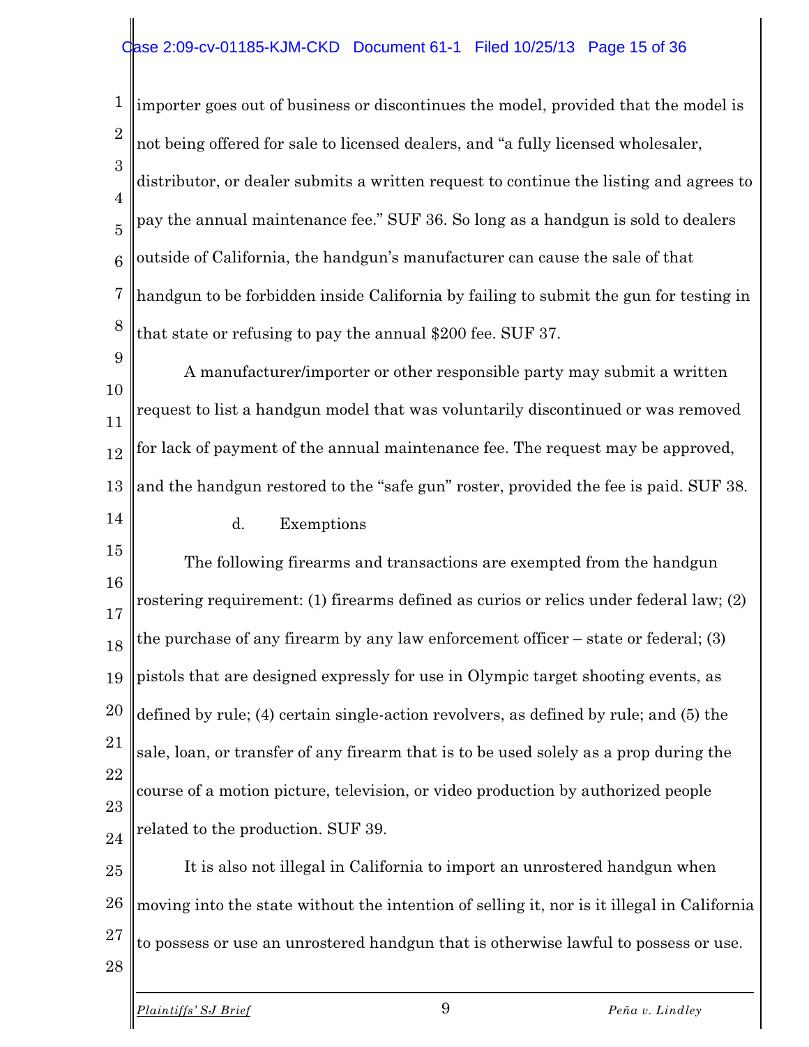importer goes out of business or discontinues the model, provided that the model is not being offered for sale to licensed dealers, and "a fully licensed wholesaler, distributor, or dealer submits a written request to continue the listing and agrees to pay the annual maintenance fee." SUF 36. So long as a handgun is sold to dealers outside of California, the handgun's manufacturer can cause the sale of that handgun to be forbidden inside California by failing to submit the gun for testing in that state or refusing to pay the annual $200 fee. SUF 37.

A manufacturer/importer or other responsible party may submit a written request to list a handgun model that was voluntarily discontinued or was removed for lack of payment of the annual maintenance fee. The request may be approved, and the handgun restored to the "safe gun" roster, provided the fee is paid. SUF 38.

d. Exemptions

The following firearms and transactions are exempted from the handgun rostering requirement: (1) firearms defined as curios or relics under federal law; (2) the purchase of any firearm by any law enforcement officer – state or federal; (3) pistols that are designed expressly for use in Olympic target shooting events, as defined by rule; (4) certain single-action revolvers, as defined by rule; and (5) the sale, loan, or transfer of any firearm that is to be used solely as a prop during the course of a motion picture, television, or video production by authorized people related to the production. SUF 39.

It is also not illegal in California to import an unrostered handgun when moving into the state without the intention of selling it, nor is it illegal in California to possess or use an unrostered handgun that is otherwise lawful to possess or use.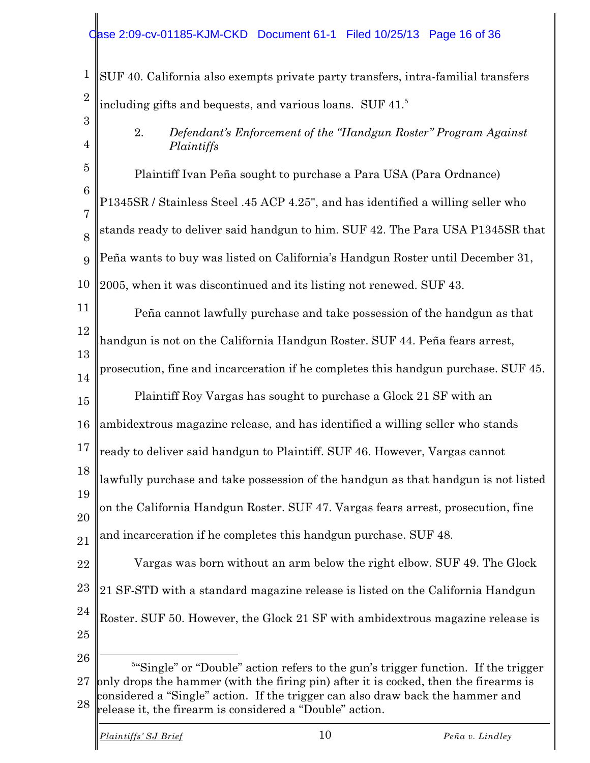SUF 40. California also exempts private party transfers, intra-familial transfers including gifts and bequests, and various loans. SUF 41.[5]

2. *Defendant's Enforcement of the "Handgun Roster" Program Against Plaintiffs*

Plaintiff Ivan Peña sought to purchase a Para USA (Para Ordnance) P1345SR / Stainless Steel .45 ACP 4.25", and has identified a willing seller who stands ready to deliver said handgun to him. SUF 42. The Para USA P1345SR that Peña wants to buy was listed on California's Handgun Roster until December 31, 2005, when it was discontinued and its listing not renewed. SUF 43.

Peña cannot lawfully purchase and take possession of the handgun as that handgun is not on the California Handgun Roster. SUF 44. Peña fears arrest, prosecution, fine and incarceration if he completes this handgun purchase. SUF 45.

Plaintiff Roy Vargas has sought to purchase a Glock 21 SF with an ambidextrous magazine release, and has identified a willing seller who stands ready to deliver said handgun to Plaintiff. SUF 46. However, Vargas cannot lawfully purchase and take possession of the handgun as that handgun is not listed on the California Handgun Roster. SUF 47. Vargas fears arrest, prosecution, fine and incarceration if he completes this handgun purchase. SUF 48.

Vargas was born without an arm below the right elbow. SUF 49. The Glock 21 SF-STD with a standard magazine release is listed on the California Handgun Roster. SUF 50. However, the Glock 21 SF with ambidextrous magazine release is

---

[5] "Single" or "Double" action refers to the gun's trigger function. If the trigger only drops the hammer (with the firing pin) after it is cocked, then the firearms is considered a "Single" action. If the trigger can also draw back the hammer and release it, the firearm is considered a "Double" action.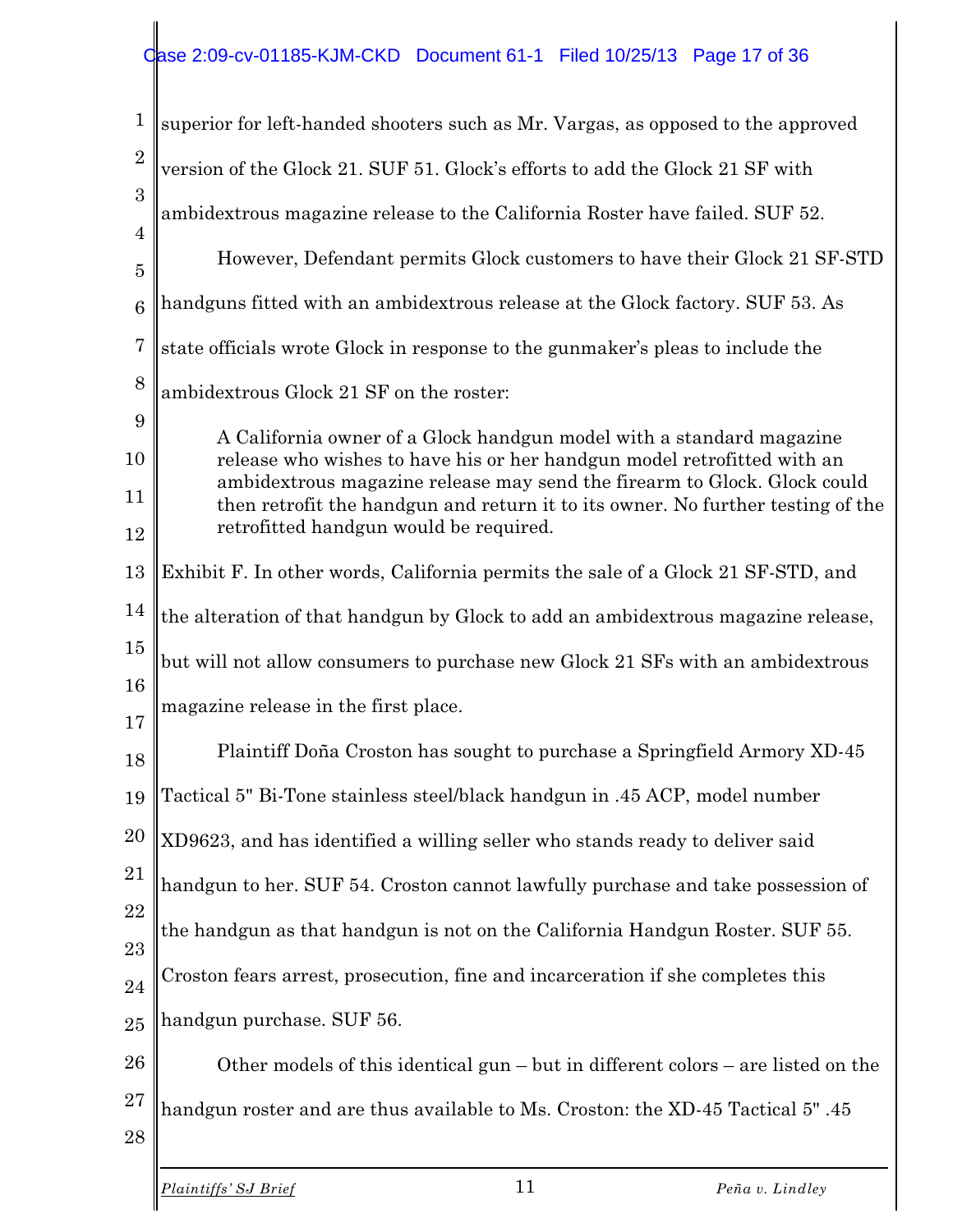superior for left-handed shooters such as Mr. Vargas, as opposed to the approved version of the Glock 21. SUF 51. Glock's efforts to add the Glock 21 SF with ambidextrous magazine release to the California Roster have failed. SUF 52.

However, Defendant permits Glock customers to have their Glock 21 SF-STD handguns fitted with an ambidextrous release at the Glock factory. SUF 53. As state officials wrote Glock in response to the gunmaker's pleas to include the ambidextrous Glock 21 SF on the roster:

> A California owner of a Glock handgun model with a standard magazine release who wishes to have his or her handgun model retrofitted with an ambidextrous magazine release may send the firearm to Glock. Glock could then retrofit the handgun and return it to its owner. No further testing of the retrofitted handgun would be required.

Exhibit F. In other words, California permits the sale of a Glock 21 SF-STD, and the alteration of that handgun by Glock to add an ambidextrous magazine release, but will not allow consumers to purchase new Glock 21 SFs with an ambidextrous magazine release in the first place.

Plaintiff Doña Croston has sought to purchase a Springfield Armory XD-45 Tactical 5" Bi-Tone stainless steel/black handgun in .45 ACP, model number XD9623, and has identified a willing seller who stands ready to deliver said handgun to her. SUF 54. Croston cannot lawfully purchase and take possession of the handgun as that handgun is not on the California Handgun Roster. SUF 55. Croston fears arrest, prosecution, fine and incarceration if she completes this handgun purchase. SUF 56.

Other models of this identical gun – but in different colors – are listed on the handgun roster and are thus available to Ms. Croston: the XD-45 Tactical 5" .45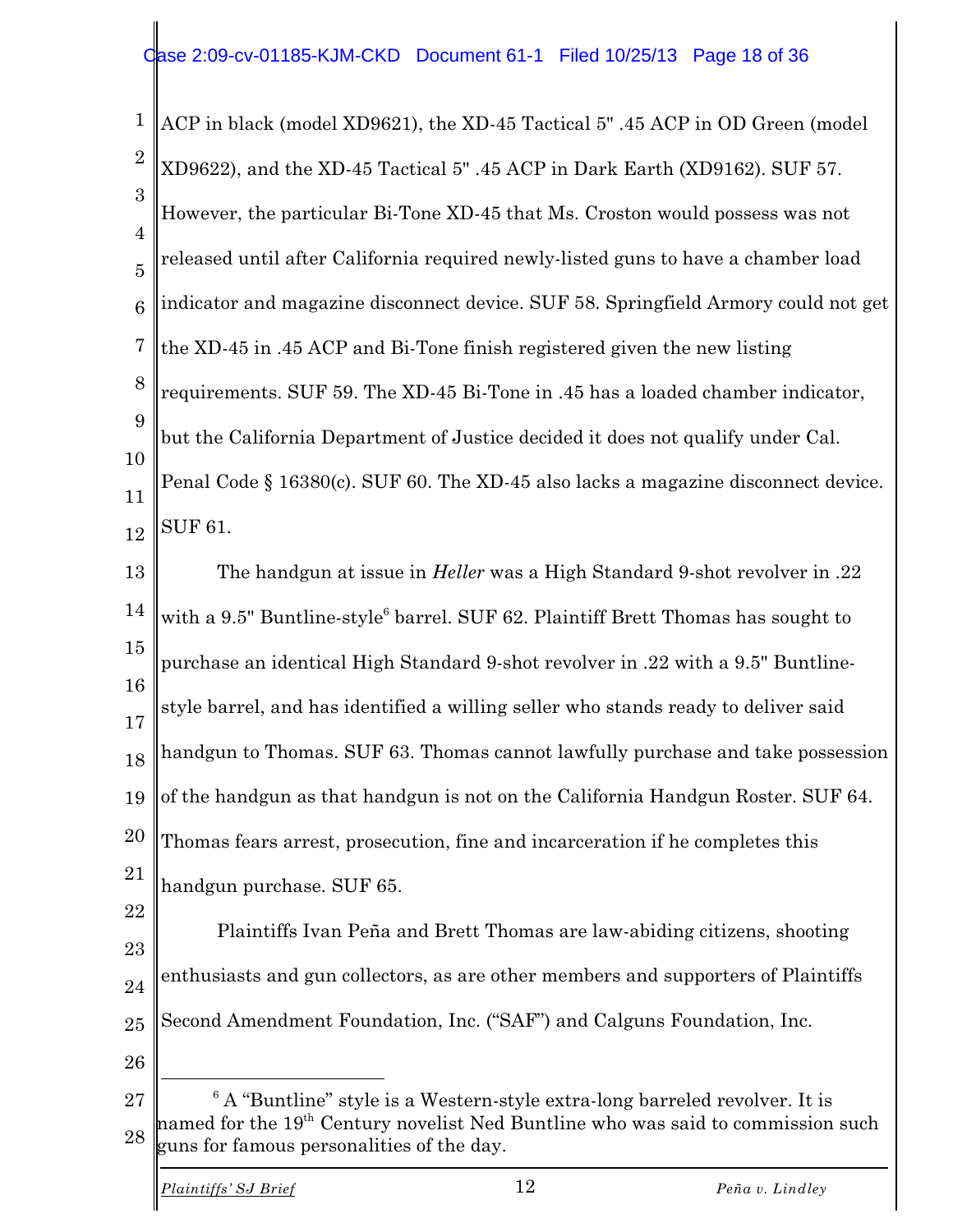ACP in black (model XD9621), the XD-45 Tactical 5" .45 ACP in OD Green (model XD9622), and the XD-45 Tactical 5" .45 ACP in Dark Earth (XD9162). SUF 57. However, the particular Bi-Tone XD-45 that Ms. Croston would possess was not released until after California required newly-listed guns to have a chamber load indicator and magazine disconnect device. SUF 58. Springfield Armory could not get the XD-45 in .45 ACP and Bi-Tone finish registered given the new listing requirements. SUF 59. The XD-45 Bi-Tone in .45 has a loaded chamber indicator, but the California Department of Justice decided it does not qualify under Cal. Penal Code § 16380(c). SUF 60. The XD-45 also lacks a magazine disconnect device. SUF 61.

The handgun at issue in *Heller* was a High Standard 9-shot revolver in .22 with a 9.5" Buntline-style[6] barrel. SUF 62. Plaintiff Brett Thomas has sought to purchase an identical High Standard 9-shot revolver in .22 with a 9.5" Buntline-style barrel, and has identified a willing seller who stands ready to deliver said handgun to Thomas. SUF 63. Thomas cannot lawfully purchase and take possession of the handgun as that handgun is not on the California Handgun Roster. SUF 64. Thomas fears arrest, prosecution, fine and incarceration if he completes this handgun purchase. SUF 65.

Plaintiffs Ivan Peña and Brett Thomas are law-abiding citizens, shooting enthusiasts and gun collectors, as are other members and supporters of Plaintiffs Second Amendment Foundation, Inc. ("SAF") and Calguns Foundation, Inc.

---

[6] A "Buntline" style is a Western-style extra-long barreled revolver. It is named for the 19th Century novelist Ned Buntline who was said to commission such guns for famous personalities of the day.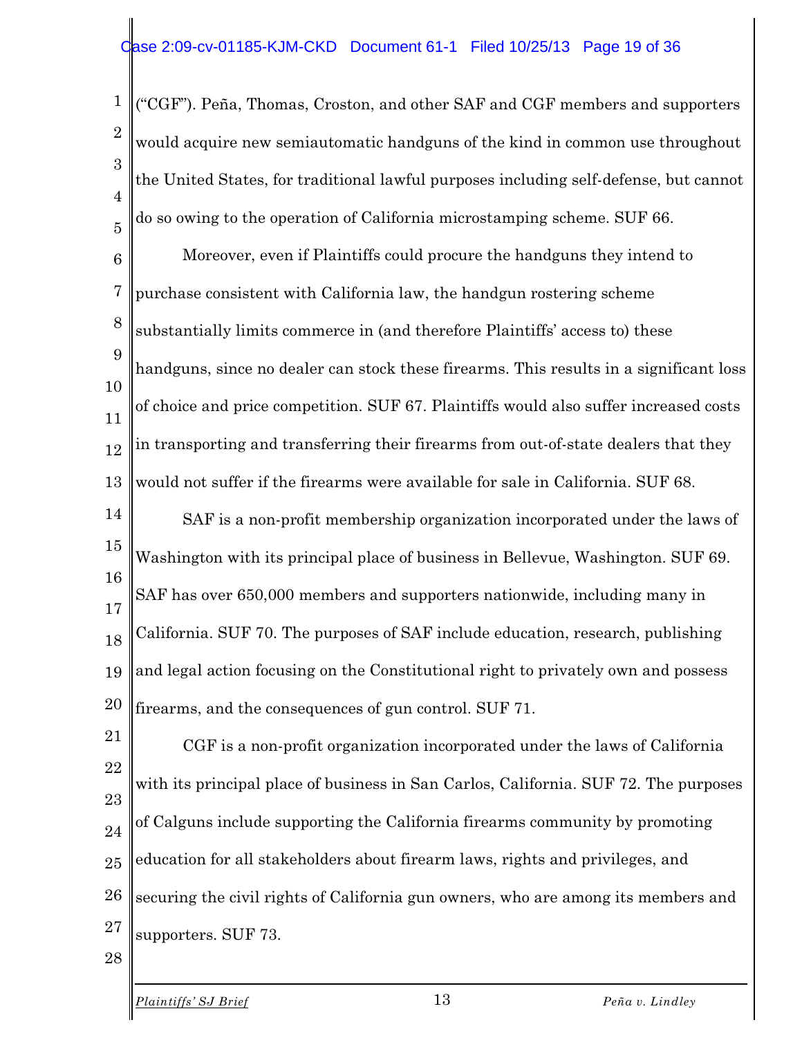("CGF"). Peña, Thomas, Croston, and other SAF and CGF members and supporters would acquire new semiautomatic handguns of the kind in common use throughout the United States, for traditional lawful purposes including self-defense, but cannot do so owing to the operation of California microstamping scheme. SUF 66.

Moreover, even if Plaintiffs could procure the handguns they intend to purchase consistent with California law, the handgun rostering scheme substantially limits commerce in (and therefore Plaintiffs' access to) these handguns, since no dealer can stock these firearms. This results in a significant loss of choice and price competition. SUF 67. Plaintiffs would also suffer increased costs in transporting and transferring their firearms from out-of-state dealers that they would not suffer if the firearms were available for sale in California. SUF 68.

SAF is a non-profit membership organization incorporated under the laws of Washington with its principal place of business in Bellevue, Washington. SUF 69. SAF has over 650,000 members and supporters nationwide, including many in California. SUF 70. The purposes of SAF include education, research, publishing and legal action focusing on the Constitutional right to privately own and possess firearms, and the consequences of gun control. SUF 71.

CGF is a non-profit organization incorporated under the laws of California with its principal place of business in San Carlos, California. SUF 72. The purposes of Calguns include supporting the California firearms community by promoting education for all stakeholders about firearm laws, rights and privileges, and securing the civil rights of California gun owners, who are among its members and supporters. SUF 73.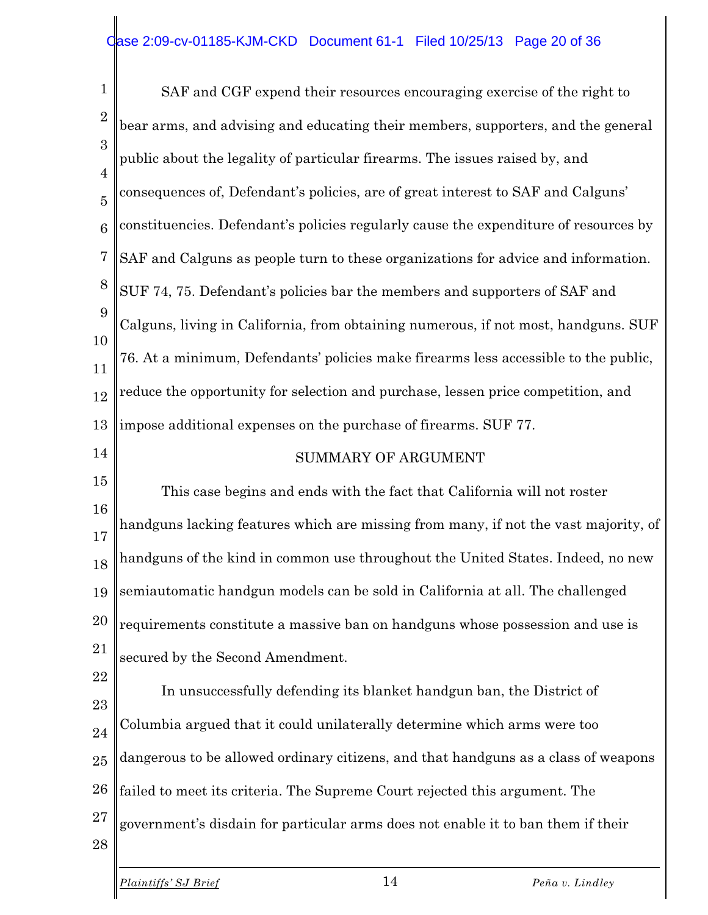SAF and CGF expend their resources encouraging exercise of the right to bear arms, and advising and educating their members, supporters, and the general public about the legality of particular firearms. The issues raised by, and consequences of, Defendant's policies, are of great interest to SAF and Calguns' constituencies. Defendant's policies regularly cause the expenditure of resources by SAF and Calguns as people turn to these organizations for advice and information. SUF 74, 75. Defendant's policies bar the members and supporters of SAF and Calguns, living in California, from obtaining numerous, if not most, handguns. SUF 76. At a minimum, Defendants' policies make firearms less accessible to the public, reduce the opportunity for selection and purchase, lessen price competition, and impose additional expenses on the purchase of firearms. SUF 77.

## SUMMARY OF ARGUMENT

This case begins and ends with the fact that California will not roster handguns lacking features which are missing from many, if not the vast majority, of handguns of the kind in common use throughout the United States. Indeed, no new semiautomatic handgun models can be sold in California at all. The challenged requirements constitute a massive ban on handguns whose possession and use is secured by the Second Amendment.

In unsuccessfully defending its blanket handgun ban, the District of Columbia argued that it could unilaterally determine which arms were too dangerous to be allowed ordinary citizens, and that handguns as a class of weapons failed to meet its criteria. The Supreme Court rejected this argument. The government's disdain for particular arms does not enable it to ban them if their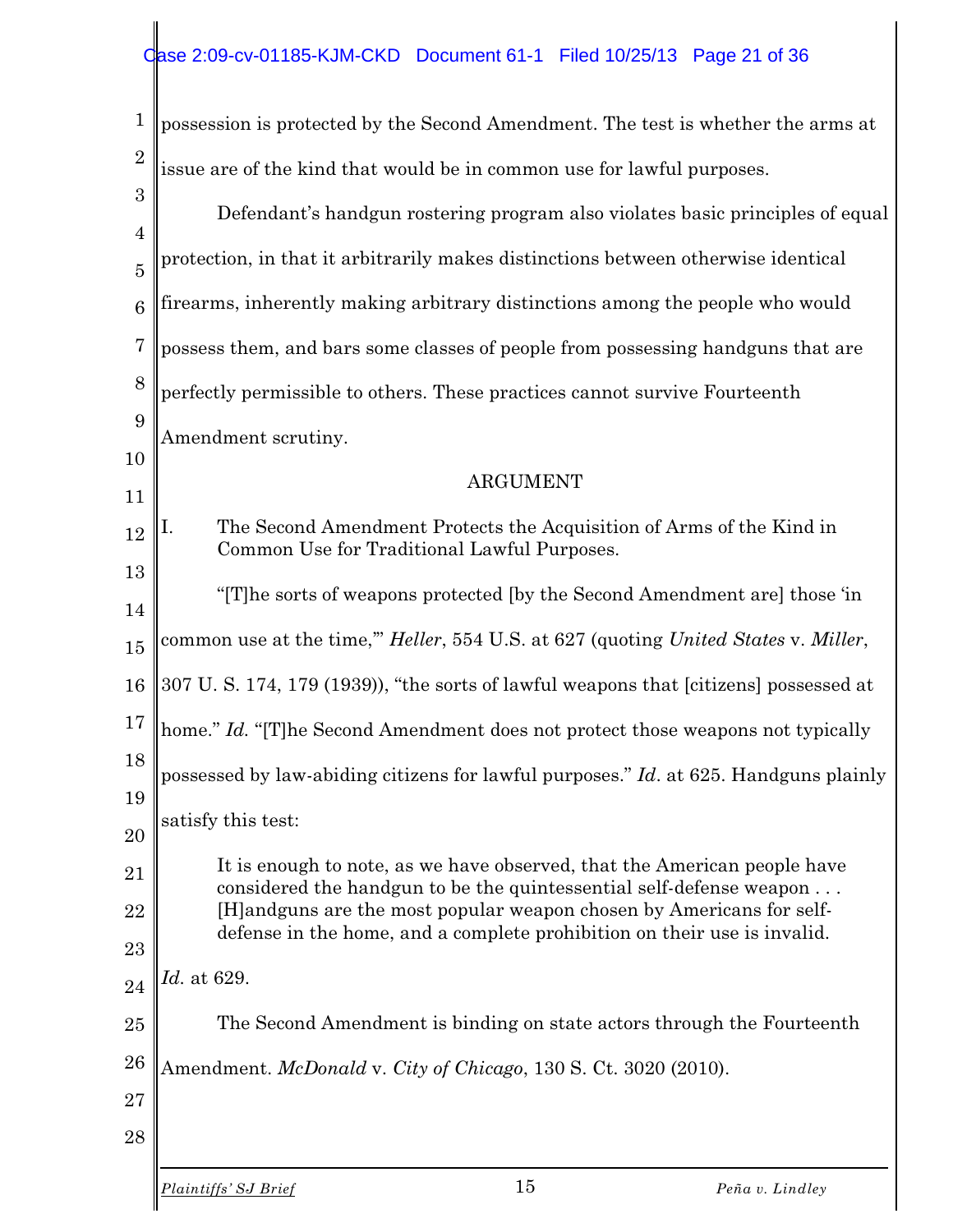possession is protected by the Second Amendment. The test is whether the arms at issue are of the kind that would be in common use for lawful purposes.

Defendant's handgun rostering program also violates basic principles of equal protection, in that it arbitrarily makes distinctions between otherwise identical firearms, inherently making arbitrary distinctions among the people who would possess them, and bars some classes of people from possessing handguns that are perfectly permissible to others. These practices cannot survive Fourteenth Amendment scrutiny.

## ARGUMENT

### I. The Second Amendment Protects the Acquisition of Arms of the Kind in Common Use for Traditional Lawful Purposes.

"[T]he sorts of weapons protected [by the Second Amendment are] those 'in common use at the time,'" *Heller*, 554 U.S. at 627 (quoting *United States* v. *Miller*, 307 U. S. 174, 179 (1939)), "the sorts of lawful weapons that [citizens] possessed at home." *Id.* "[T]he Second Amendment does not protect those weapons not typically possessed by law-abiding citizens for lawful purposes." *Id*. at 625. Handguns plainly satisfy this test:

> It is enough to note, as we have observed, that the American people have considered the handgun to be the quintessential self-defense weapon . . . [H]andguns are the most popular weapon chosen by Americans for self-defense in the home, and a complete prohibition on their use is invalid.

*Id.* at 629.

The Second Amendment is binding on state actors through the Fourteenth Amendment. *McDonald* v. *City of Chicago*, 130 S. Ct. 3020 (2010).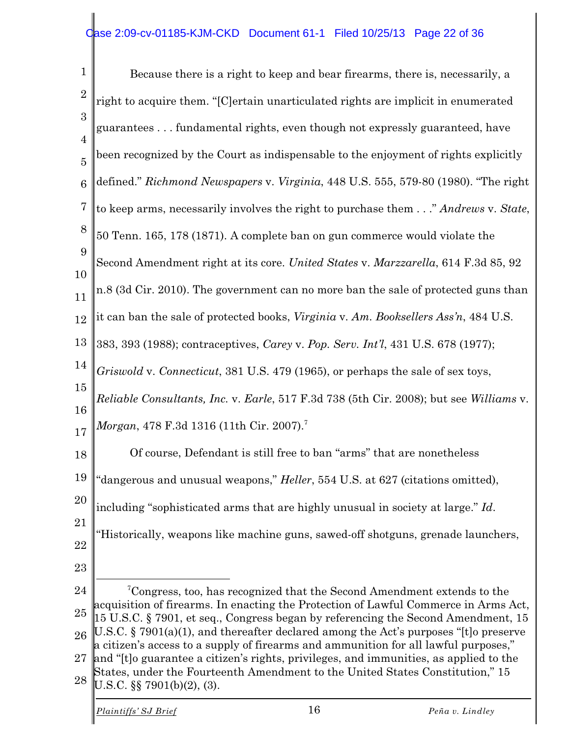Because there is a right to keep and bear firearms, there is, necessarily, a right to acquire them. "[C]ertain unarticulated rights are implicit in enumerated guarantees . . . fundamental rights, even though not expressly guaranteed, have been recognized by the Court as indispensable to the enjoyment of rights explicitly defined." *Richmond Newspapers* v. *Virginia*, 448 U.S. 555, 579-80 (1980). "The right to keep arms, necessarily involves the right to purchase them . . ." *Andrews* v. *State*, 50 Tenn. 165, 178 (1871). A complete ban on gun commerce would violate the Second Amendment right at its core. *United States* v. *Marzzarella*, 614 F.3d 85, 92 n.8 (3d Cir. 2010). The government can no more ban the sale of protected guns than it can ban the sale of protected books, *Virginia* v. *Am. Booksellers Ass'n*, 484 U.S. 383, 393 (1988); contraceptives, *Carey* v. *Pop. Serv. Int'l*, 431 U.S. 678 (1977); *Griswold* v. *Connecticut*, 381 U.S. 479 (1965), or perhaps the sale of sex toys, *Reliable Consultants, Inc.* v. *Earle*, 517 F.3d 738 (5th Cir. 2008); but see *Williams* v. *Morgan*, 478 F.3d 1316 (11th Cir. 2007).[7]

Of course, Defendant is still free to ban "arms" that are nonetheless "dangerous and unusual weapons," *Heller*, 554 U.S. at 627 (citations omitted), including "sophisticated arms that are highly unusual in society at large." *Id*. "Historically, weapons like machine guns, sawed-off shotguns, grenade launchers,

---

[7] Congress, too, has recognized that the Second Amendment extends to the acquisition of firearms. In enacting the Protection of Lawful Commerce in Arms Act, 15 U.S.C. § 7901, et seq., Congress began by referencing the Second Amendment, 15 U.S.C. § 7901(a)(1), and thereafter declared among the Act's purposes "[t]o preserve a citizen's access to a supply of firearms and ammunition for all lawful purposes," and "[t]o guarantee a citizen's rights, privileges, and immunities, as applied to the States, under the Fourteenth Amendment to the United States Constitution," 15 U.S.C. §§ 7901(b)(2), (3).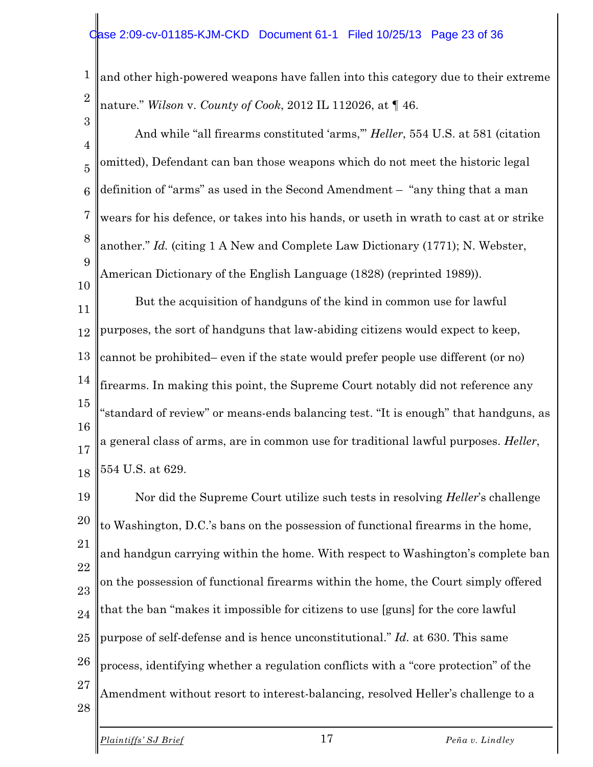and other high-powered weapons have fallen into this category due to their extreme nature." *Wilson* v. *County of Cook*, 2012 IL 112026, at ¶ 46.

And while "all firearms constituted 'arms,'" *Heller*, 554 U.S. at 581 (citation omitted), Defendant can ban those weapons which do not meet the historic legal definition of "arms" as used in the Second Amendment – "any thing that a man wears for his defence, or takes into his hands, or useth in wrath to cast at or strike another." *Id.* (citing 1 A New and Complete Law Dictionary (1771); N. Webster, American Dictionary of the English Language (1828) (reprinted 1989)).

But the acquisition of handguns of the kind in common use for lawful purposes, the sort of handguns that law-abiding citizens would expect to keep, cannot be prohibited– even if the state would prefer people use different (or no) firearms. In making this point, the Supreme Court notably did not reference any "standard of review" or means-ends balancing test. "It is enough" that handguns, as a general class of arms, are in common use for traditional lawful purposes. *Heller*, 554 U.S. at 629.

Nor did the Supreme Court utilize such tests in resolving *Heller*'s challenge to Washington, D.C.'s bans on the possession of functional firearms in the home, and handgun carrying within the home. With respect to Washington's complete ban on the possession of functional firearms within the home, the Court simply offered that the ban "makes it impossible for citizens to use [guns] for the core lawful purpose of self-defense and is hence unconstitutional." *Id.* at 630. This same process, identifying whether a regulation conflicts with a "core protection" of the Amendment without resort to interest-balancing, resolved Heller's challenge to a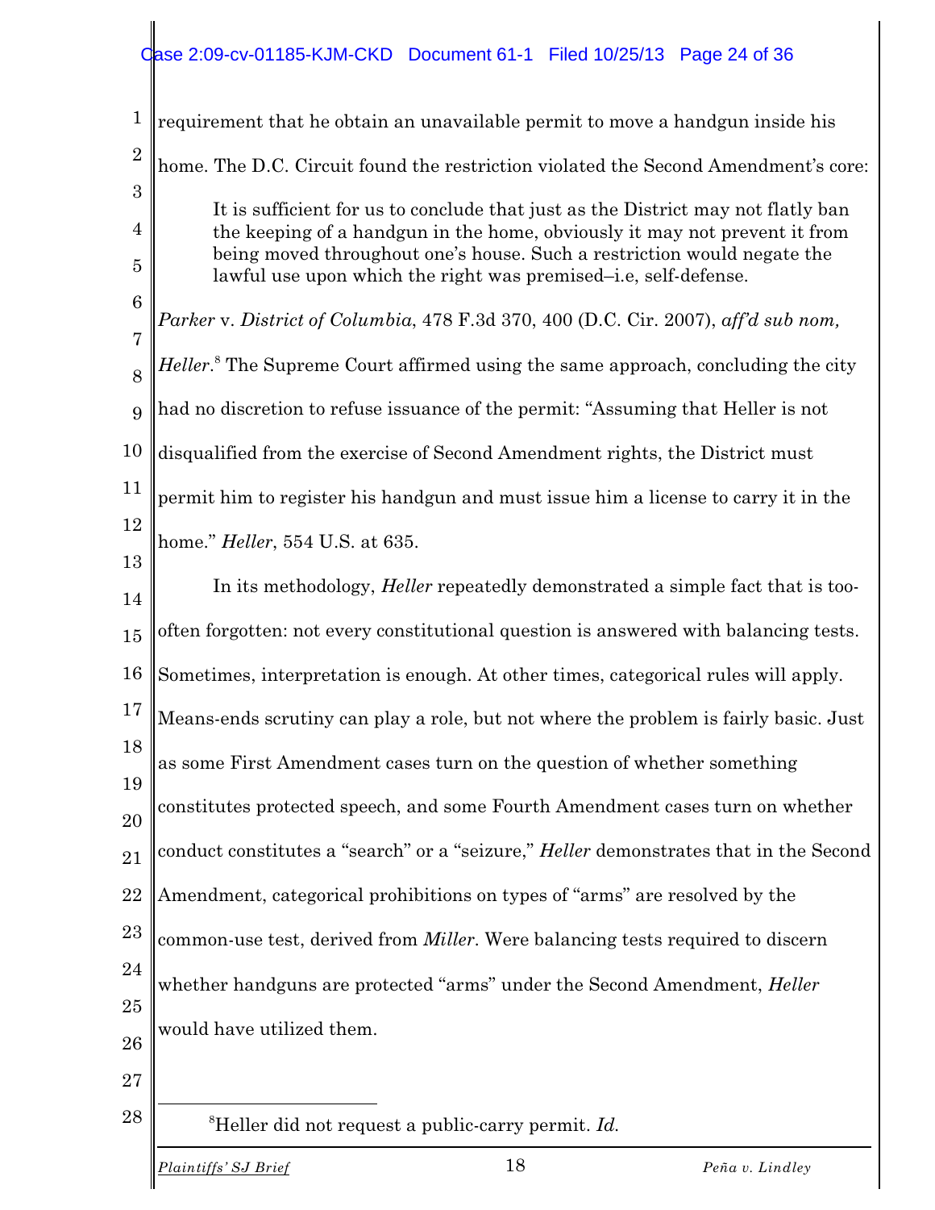requirement that he obtain an unavailable permit to move a handgun inside his home. The D.C. Circuit found the restriction violated the Second Amendment's core:

> It is sufficient for us to conclude that just as the District may not flatly ban the keeping of a handgun in the home, obviously it may not prevent it from being moved throughout one's house. Such a restriction would negate the lawful use upon which the right was premised–i.e, self-defense.

*Parker* v. *District of Columbia*, 478 F.3d 370, 400 (D.C. Cir. 2007), *aff'd sub nom, Heller*.[8] The Supreme Court affirmed using the same approach, concluding the city had no discretion to refuse issuance of the permit: "Assuming that Heller is not disqualified from the exercise of Second Amendment rights, the District must permit him to register his handgun and must issue him a license to carry it in the home." *Heller*, 554 U.S. at 635.

In its methodology, *Heller* repeatedly demonstrated a simple fact that is too-often forgotten: not every constitutional question is answered with balancing tests. Sometimes, interpretation is enough. At other times, categorical rules will apply. Means-ends scrutiny can play a role, but not where the problem is fairly basic. Just as some First Amendment cases turn on the question of whether something constitutes protected speech, and some Fourth Amendment cases turn on whether conduct constitutes a "search" or a "seizure," *Heller* demonstrates that in the Second Amendment, categorical prohibitions on types of "arms" are resolved by the common-use test, derived from *Miller*. Were balancing tests required to discern whether handguns are protected "arms" under the Second Amendment, *Heller* would have utilized them.

---

[8] Heller did not request a public-carry permit. *Id.*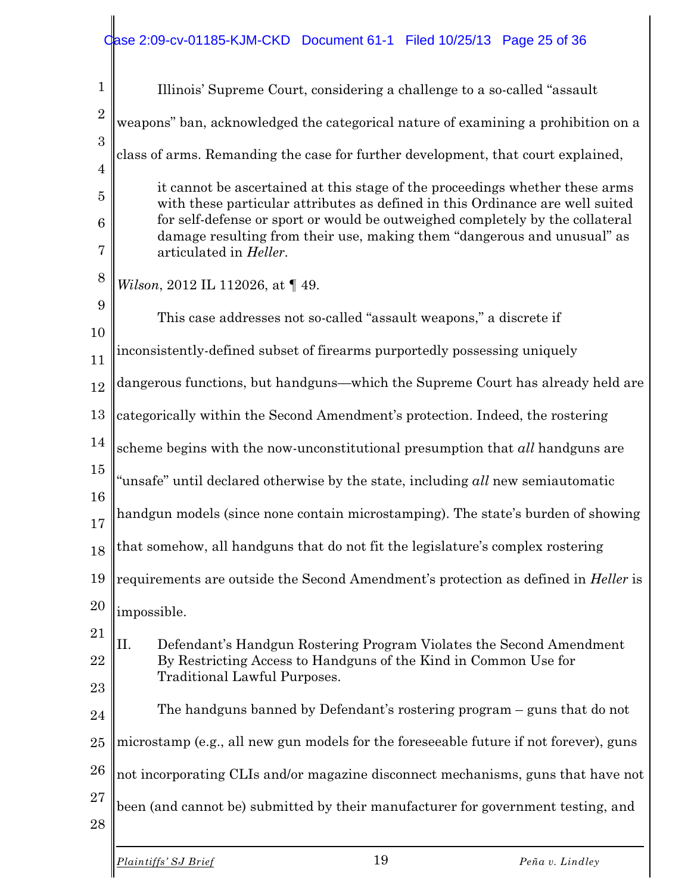Illinois' Supreme Court, considering a challenge to a so-called "assault weapons" ban, acknowledged the categorical nature of examining a prohibition on a class of arms. Remanding the case for further development, that court explained,

> it cannot be ascertained at this stage of the proceedings whether these arms with these particular attributes as defined in this Ordinance are well suited for self-defense or sport or would be outweighed completely by the collateral damage resulting from their use, making them "dangerous and unusual" as articulated in *Heller*.

*Wilson*, 2012 IL 112026, at ¶ 49.

This case addresses not so-called "assault weapons," a discrete if inconsistently-defined subset of firearms purportedly possessing uniquely dangerous functions, but handguns—which the Supreme Court has already held are categorically within the Second Amendment's protection. Indeed, the rostering scheme begins with the now-unconstitutional presumption that *all* handguns are "unsafe" until declared otherwise by the state, including *all* new semiautomatic handgun models (since none contain microstamping). The state's burden of showing that somehow, all handguns that do not fit the legislature's complex rostering requirements are outside the Second Amendment's protection as defined in *Heller* is impossible.

## II. Defendant's Handgun Rostering Program Violates the Second Amendment By Restricting Access to Handguns of the Kind in Common Use for Traditional Lawful Purposes.

The handguns banned by Defendant's rostering program – guns that do not microstamp (e.g., all new gun models for the foreseeable future if not forever), guns not incorporating CLIs and/or magazine disconnect mechanisms, guns that have not been (and cannot be) submitted by their manufacturer for government testing, and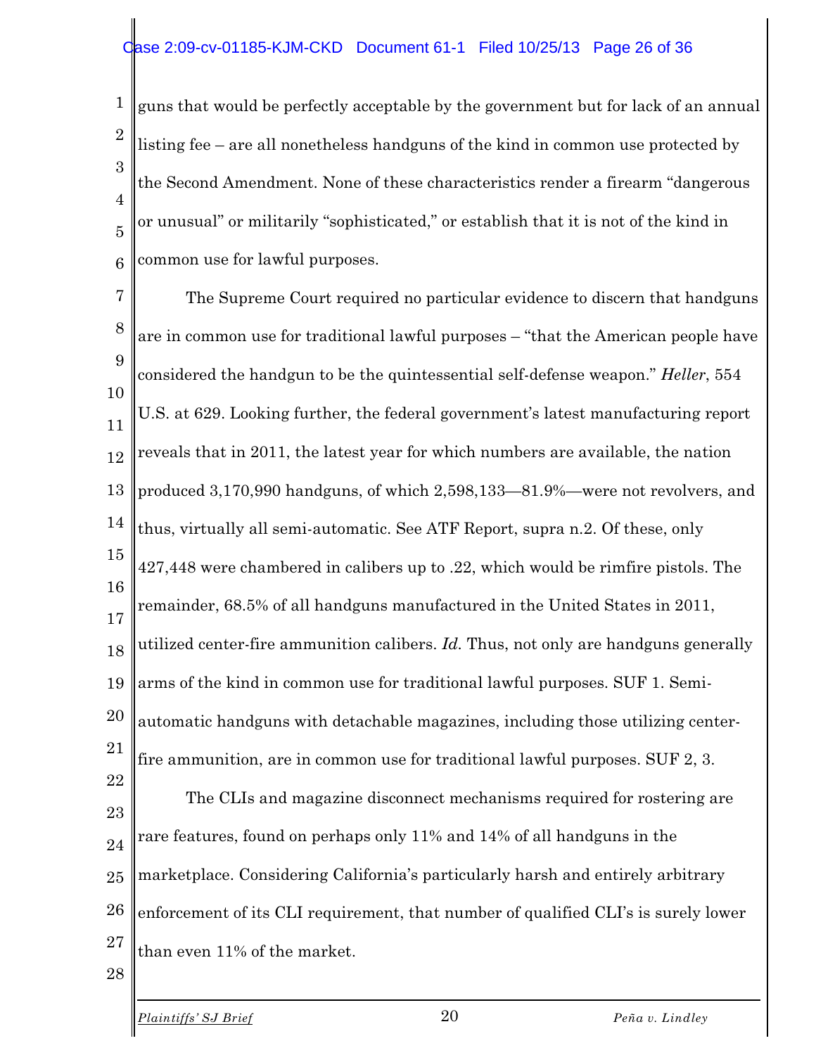guns that would be perfectly acceptable by the government but for lack of an annual listing fee – are all nonetheless handguns of the kind in common use protected by the Second Amendment. None of these characteristics render a firearm "dangerous or unusual" or militarily "sophisticated," or establish that it is not of the kind in common use for lawful purposes.

The Supreme Court required no particular evidence to discern that handguns are in common use for traditional lawful purposes – "that the American people have considered the handgun to be the quintessential self-defense weapon." *Heller*, 554 U.S. at 629. Looking further, the federal government's latest manufacturing report reveals that in 2011, the latest year for which numbers are available, the nation produced 3,170,990 handguns, of which 2,598,133—81.9%—were not revolvers, and thus, virtually all semi-automatic. See ATF Report, supra n.2. Of these, only 427,448 were chambered in calibers up to .22, which would be rimfire pistols. The remainder, 68.5% of all handguns manufactured in the United States in 2011, utilized center-fire ammunition calibers. *Id.* Thus, not only are handguns generally arms of the kind in common use for traditional lawful purposes. SUF 1. Semi-automatic handguns with detachable magazines, including those utilizing center-fire ammunition, are in common use for traditional lawful purposes. SUF 2, 3.

The CLIs and magazine disconnect mechanisms required for rostering are rare features, found on perhaps only 11% and 14% of all handguns in the marketplace. Considering California's particularly harsh and entirely arbitrary enforcement of its CLI requirement, that number of qualified CLI's is surely lower than even 11% of the market.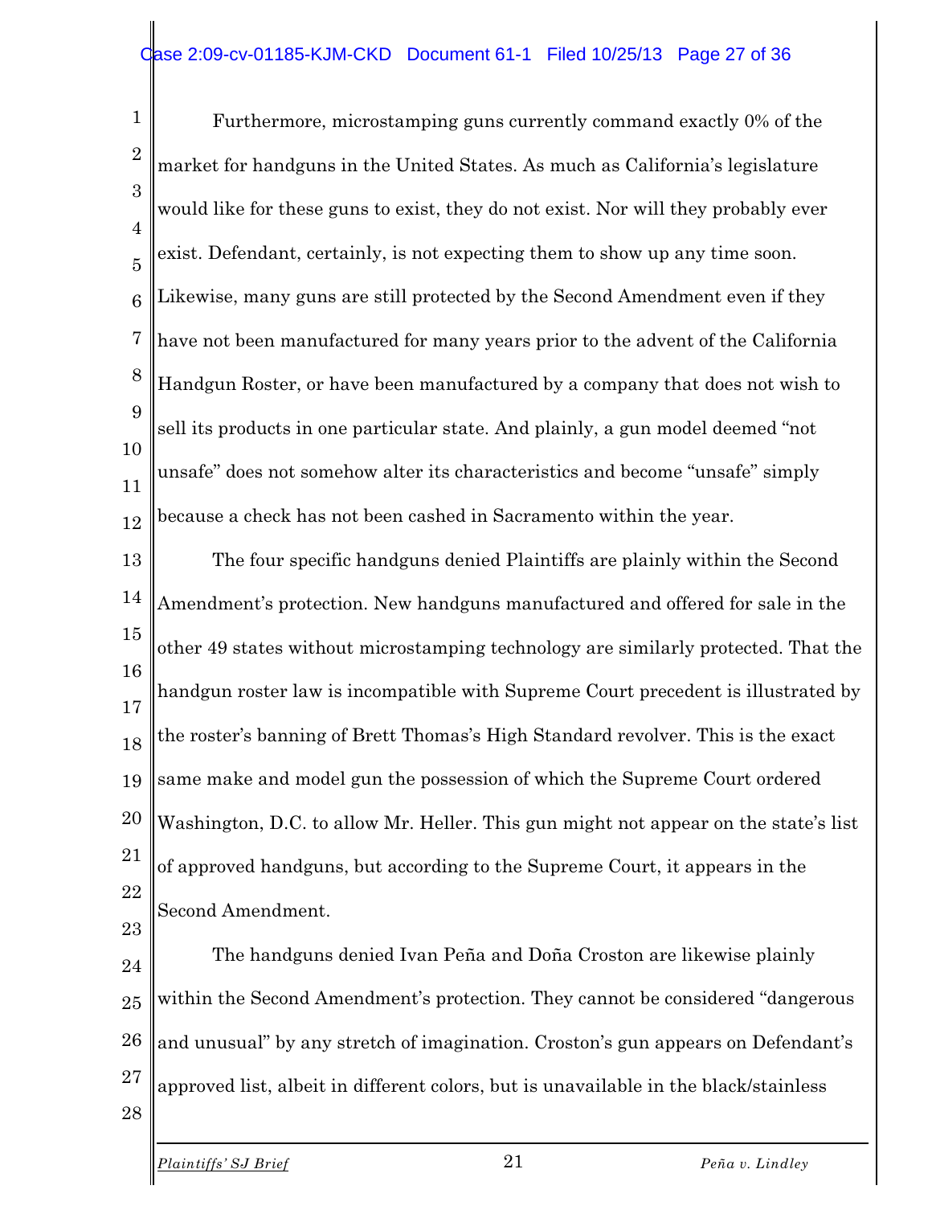Furthermore, microstamping guns currently command exactly 0% of the market for handguns in the United States. As much as California's legislature would like for these guns to exist, they do not exist. Nor will they probably ever exist. Defendant, certainly, is not expecting them to show up any time soon. Likewise, many guns are still protected by the Second Amendment even if they have not been manufactured for many years prior to the advent of the California Handgun Roster, or have been manufactured by a company that does not wish to sell its products in one particular state. And plainly, a gun model deemed "not unsafe" does not somehow alter its characteristics and become "unsafe" simply because a check has not been cashed in Sacramento within the year.

The four specific handguns denied Plaintiffs are plainly within the Second Amendment's protection. New handguns manufactured and offered for sale in the other 49 states without microstamping technology are similarly protected. That the handgun roster law is incompatible with Supreme Court precedent is illustrated by the roster's banning of Brett Thomas's High Standard revolver. This is the exact same make and model gun the possession of which the Supreme Court ordered Washington, D.C. to allow Mr. Heller. This gun might not appear on the state's list of approved handguns, but according to the Supreme Court, it appears in the Second Amendment.

The handguns denied Ivan Peña and Doña Croston are likewise plainly within the Second Amendment's protection. They cannot be considered "dangerous and unusual" by any stretch of imagination. Croston's gun appears on Defendant's approved list, albeit in different colors, but is unavailable in the black/stainless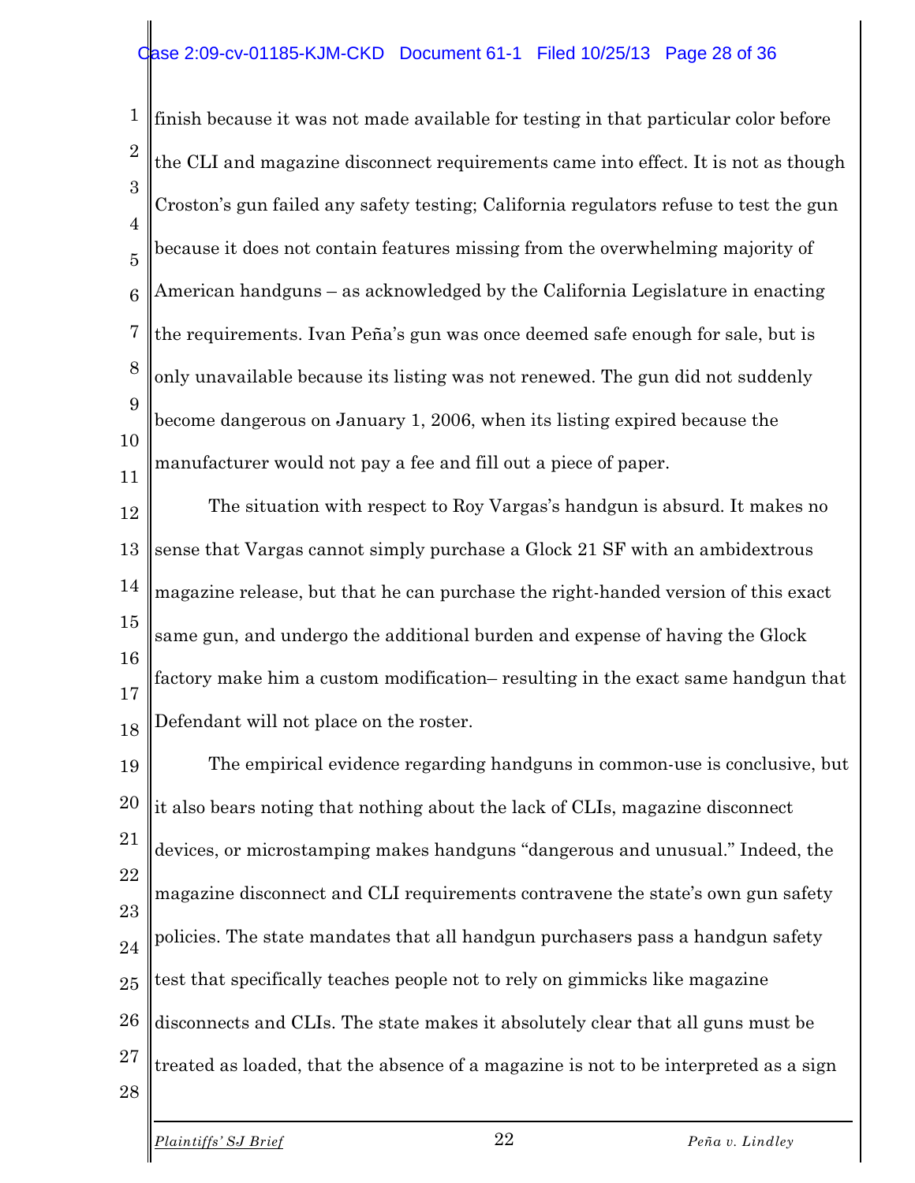finish because it was not made available for testing in that particular color before the CLI and magazine disconnect requirements came into effect. It is not as though Croston's gun failed any safety testing; California regulators refuse to test the gun because it does not contain features missing from the overwhelming majority of American handguns – as acknowledged by the California Legislature in enacting the requirements. Ivan Peña's gun was once deemed safe enough for sale, but is only unavailable because its listing was not renewed. The gun did not suddenly become dangerous on January 1, 2006, when its listing expired because the manufacturer would not pay a fee and fill out a piece of paper.

The situation with respect to Roy Vargas's handgun is absurd. It makes no sense that Vargas cannot simply purchase a Glock 21 SF with an ambidextrous magazine release, but that he can purchase the right-handed version of this exact same gun, and undergo the additional burden and expense of having the Glock factory make him a custom modification– resulting in the exact same handgun that Defendant will not place on the roster.

The empirical evidence regarding handguns in common-use is conclusive, but it also bears noting that nothing about the lack of CLIs, magazine disconnect devices, or microstamping makes handguns "dangerous and unusual." Indeed, the magazine disconnect and CLI requirements contravene the state's own gun safety policies. The state mandates that all handgun purchasers pass a handgun safety test that specifically teaches people not to rely on gimmicks like magazine disconnects and CLIs. The state makes it absolutely clear that all guns must be treated as loaded, that the absence of a magazine is not to be interpreted as a sign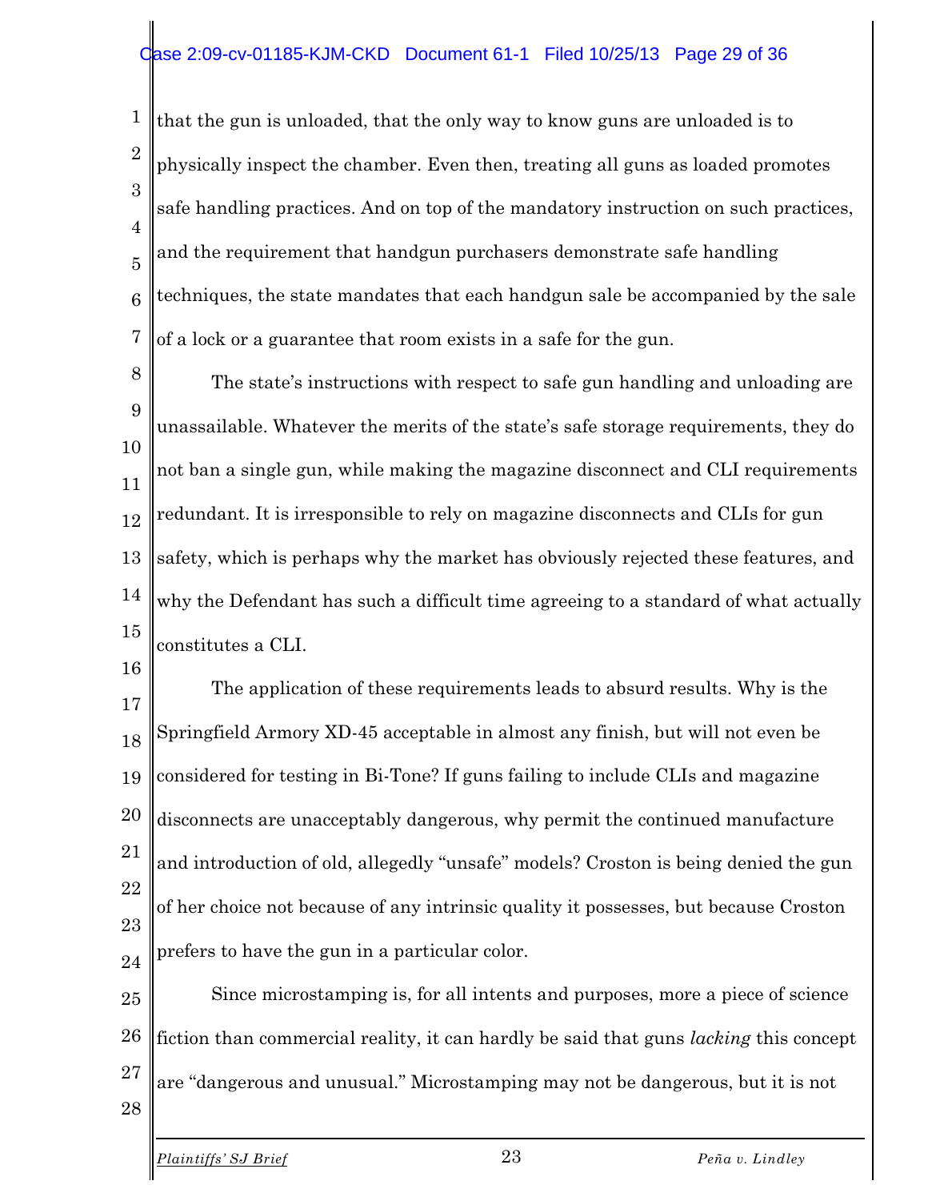that the gun is unloaded, that the only way to know guns are unloaded is to physically inspect the chamber. Even then, treating all guns as loaded promotes safe handling practices. And on top of the mandatory instruction on such practices, and the requirement that handgun purchasers demonstrate safe handling techniques, the state mandates that each handgun sale be accompanied by the sale of a lock or a guarantee that room exists in a safe for the gun.

The state's instructions with respect to safe gun handling and unloading are unassailable. Whatever the merits of the state's safe storage requirements, they do not ban a single gun, while making the magazine disconnect and CLI requirements redundant. It is irresponsible to rely on magazine disconnects and CLIs for gun safety, which is perhaps why the market has obviously rejected these features, and why the Defendant has such a difficult time agreeing to a standard of what actually constitutes a CLI.

The application of these requirements leads to absurd results. Why is the Springfield Armory XD-45 acceptable in almost any finish, but will not even be considered for testing in Bi-Tone? If guns failing to include CLIs and magazine disconnects are unacceptably dangerous, why permit the continued manufacture and introduction of old, allegedly "unsafe" models? Croston is being denied the gun of her choice not because of any intrinsic quality it possesses, but because Croston prefers to have the gun in a particular color.

Since microstamping is, for all intents and purposes, more a piece of science fiction than commercial reality, it can hardly be said that guns *lacking* this concept are "dangerous and unusual." Microstamping may not be dangerous, but it is not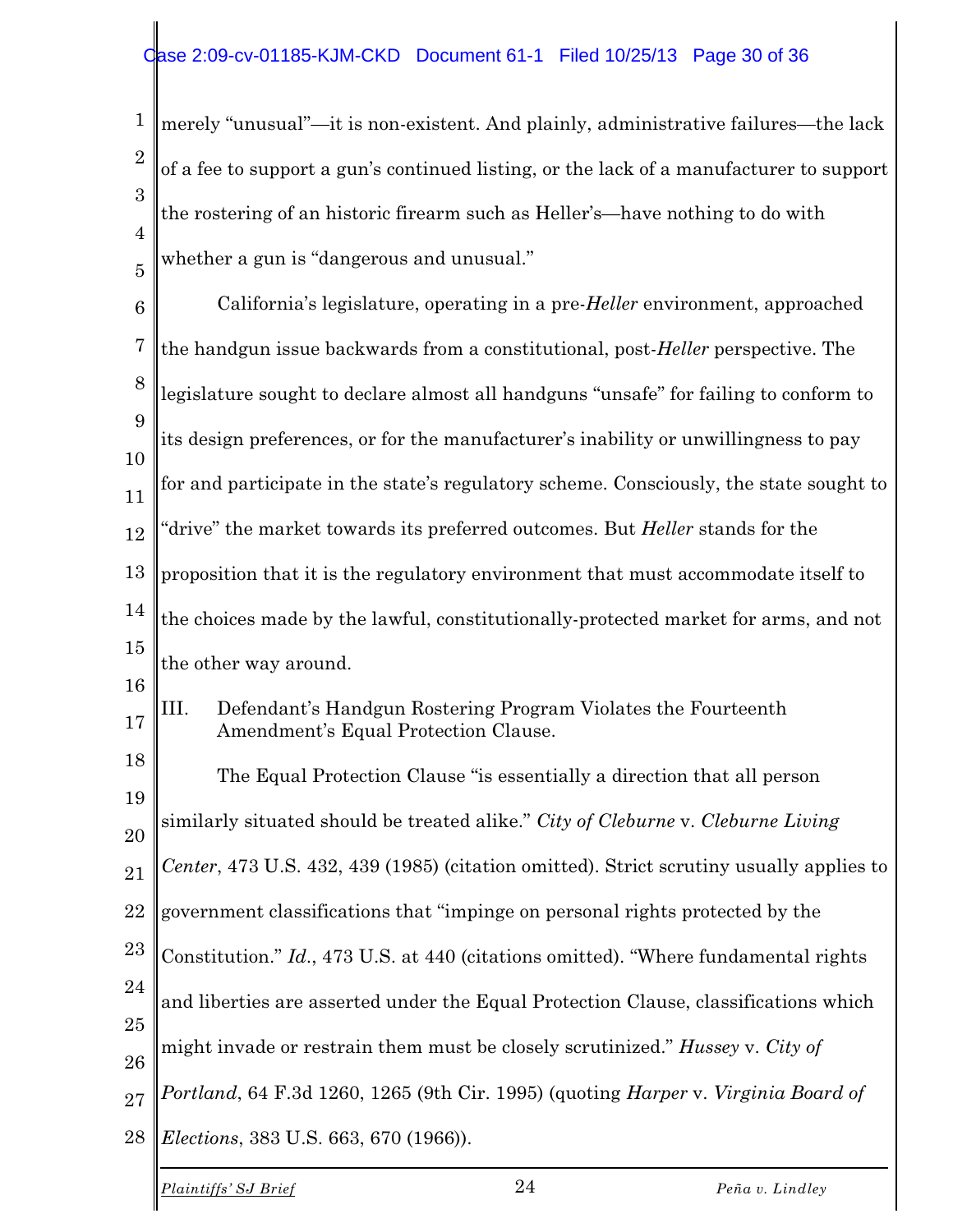merely "unusual"—it is non-existent. And plainly, administrative failures—the lack of a fee to support a gun's continued listing, or the lack of a manufacturer to support the rostering of an historic firearm such as Heller's—have nothing to do with whether a gun is "dangerous and unusual."

California's legislature, operating in a pre-*Heller* environment, approached the handgun issue backwards from a constitutional, post-*Heller* perspective. The legislature sought to declare almost all handguns "unsafe" for failing to conform to its design preferences, or for the manufacturer's inability or unwillingness to pay for and participate in the state's regulatory scheme. Consciously, the state sought to "drive" the market towards its preferred outcomes. But *Heller* stands for the proposition that it is the regulatory environment that must accommodate itself to the choices made by the lawful, constitutionally-protected market for arms, and not the other way around.

## III. Defendant's Handgun Rostering Program Violates the Fourteenth Amendment's Equal Protection Clause.

The Equal Protection Clause "is essentially a direction that all person similarly situated should be treated alike." *City of Cleburne* v. *Cleburne Living Center*, 473 U.S. 432, 439 (1985) (citation omitted). Strict scrutiny usually applies to government classifications that "impinge on personal rights protected by the Constitution." *Id.*, 473 U.S. at 440 (citations omitted). "Where fundamental rights and liberties are asserted under the Equal Protection Clause, classifications which might invade or restrain them must be closely scrutinized." *Hussey* v. *City of Portland*, 64 F.3d 1260, 1265 (9th Cir. 1995) (quoting *Harper* v. *Virginia Board of Elections*, 383 U.S. 663, 670 (1966)).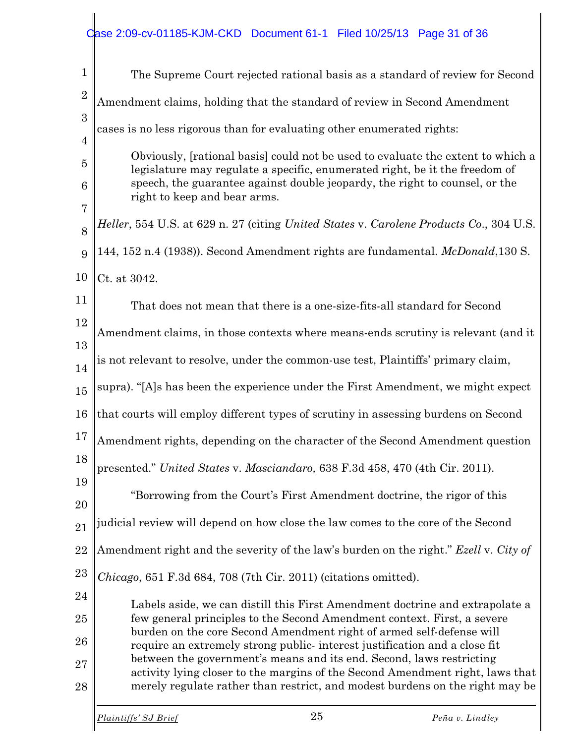The Supreme Court rejected rational basis as a standard of review for Second Amendment claims, holding that the standard of review in Second Amendment cases is no less rigorous than for evaluating other enumerated rights:

> Obviously, [rational basis] could not be used to evaluate the extent to which a legislature may regulate a specific, enumerated right, be it the freedom of speech, the guarantee against double jeopardy, the right to counsel, or the right to keep and bear arms.

*Heller*, 554 U.S. at 629 n. 27 (citing *United States* v. *Carolene Products Co*., 304 U.S. 144, 152 n.4 (1938)). Second Amendment rights are fundamental. *McDonald*,130 S. Ct. at 3042.

That does not mean that there is a one-size-fits-all standard for Second Amendment claims, in those contexts where means-ends scrutiny is relevant (and it is not relevant to resolve, under the common-use test, Plaintiffs' primary claim, supra). "[A]s has been the experience under the First Amendment, we might expect that courts will employ different types of scrutiny in assessing burdens on Second Amendment rights, depending on the character of the Second Amendment question presented." *United States* v. *Masciandaro,* 638 F.3d 458, 470 (4th Cir. 2011).

"Borrowing from the Court's First Amendment doctrine, the rigor of this judicial review will depend on how close the law comes to the core of the Second Amendment right and the severity of the law's burden on the right." *Ezell* v. *City of Chicago*, 651 F.3d 684, 708 (7th Cir. 2011) (citations omitted).

> Labels aside, we can distill this First Amendment doctrine and extrapolate a few general principles to the Second Amendment context. First, a severe burden on the core Second Amendment right of armed self-defense will require an extremely strong public- interest justification and a close fit between the government's means and its end. Second, laws restricting activity lying closer to the margins of the Second Amendment right, laws that merely regulate rather than restrict, and modest burdens on the right may be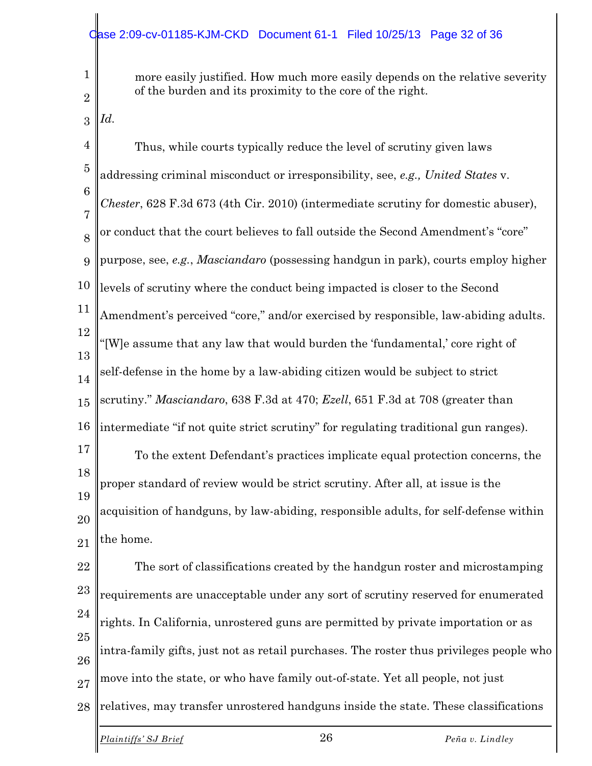> more easily justified. How much more easily depends on the relative severity of the burden and its proximity to the core of the right.

*Id.*

Thus, while courts typically reduce the level of scrutiny given laws addressing criminal misconduct or irresponsibility, see, *e.g., United States* v. *Chester*, 628 F.3d 673 (4th Cir. 2010) (intermediate scrutiny for domestic abuser), or conduct that the court believes to fall outside the Second Amendment's "core" purpose, see, *e.g.*, *Masciandaro* (possessing handgun in park), courts employ higher levels of scrutiny where the conduct being impacted is closer to the Second Amendment's perceived "core," and/or exercised by responsible, law-abiding adults. "[W]e assume that any law that would burden the 'fundamental,' core right of self-defense in the home by a law-abiding citizen would be subject to strict scrutiny." *Masciandaro*, 638 F.3d at 470; *Ezell*, 651 F.3d at 708 (greater than intermediate "if not quite strict scrutiny" for regulating traditional gun ranges).

To the extent Defendant's practices implicate equal protection concerns, the proper standard of review would be strict scrutiny. After all, at issue is the acquisition of handguns, by law-abiding, responsible adults, for self-defense within the home.

The sort of classifications created by the handgun roster and microstamping requirements are unacceptable under any sort of scrutiny reserved for enumerated rights. In California, unrostered guns are permitted by private importation or as intra-family gifts, just not as retail purchases. The roster thus privileges people who move into the state, or who have family out-of-state. Yet all people, not just relatives, may transfer unrostered handguns inside the state. These classifications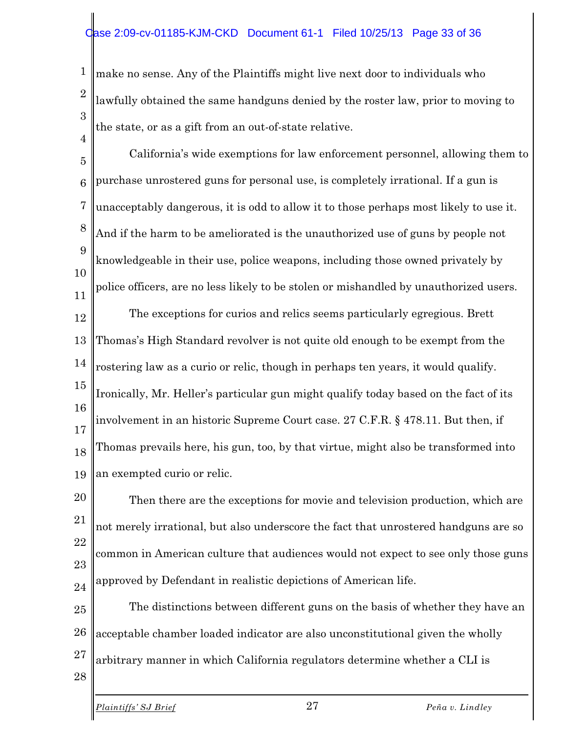make no sense. Any of the Plaintiffs might live next door to individuals who lawfully obtained the same handguns denied by the roster law, prior to moving to the state, or as a gift from an out-of-state relative.

California's wide exemptions for law enforcement personnel, allowing them to purchase unrostered guns for personal use, is completely irrational. If a gun is unacceptably dangerous, it is odd to allow it to those perhaps most likely to use it. And if the harm to be ameliorated is the unauthorized use of guns by people not knowledgeable in their use, police weapons, including those owned privately by police officers, are no less likely to be stolen or mishandled by unauthorized users.

The exceptions for curios and relics seems particularly egregious. Brett Thomas's High Standard revolver is not quite old enough to be exempt from the rostering law as a curio or relic, though in perhaps ten years, it would qualify. Ironically, Mr. Heller's particular gun might qualify today based on the fact of its involvement in an historic Supreme Court case. 27 C.F.R. § 478.11. But then, if Thomas prevails here, his gun, too, by that virtue, might also be transformed into an exempted curio or relic.

Then there are the exceptions for movie and television production, which are not merely irrational, but also underscore the fact that unrostered handguns are so common in American culture that audiences would not expect to see only those guns approved by Defendant in realistic depictions of American life.

The distinctions between different guns on the basis of whether they have an acceptable chamber loaded indicator are also unconstitutional given the wholly arbitrary manner in which California regulators determine whether a CLI is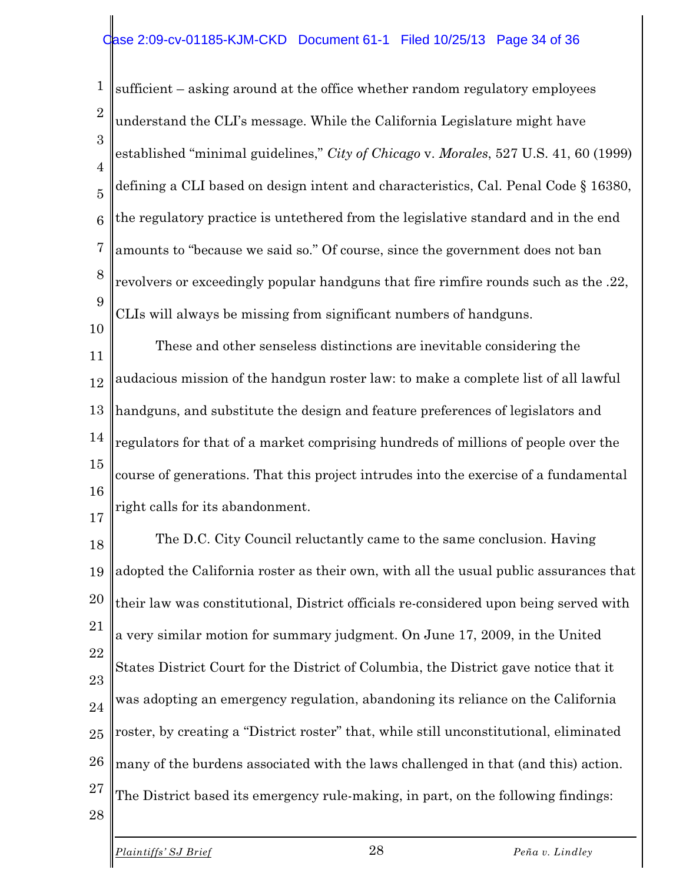sufficient – asking around at the office whether random regulatory employees understand the CLI's message. While the California Legislature might have established "minimal guidelines," *City of Chicago* v. *Morales*, 527 U.S. 41, 60 (1999) defining a CLI based on design intent and characteristics, Cal. Penal Code § 16380, the regulatory practice is untethered from the legislative standard and in the end amounts to "because we said so." Of course, since the government does not ban revolvers or exceedingly popular handguns that fire rimfire rounds such as the .22, CLIs will always be missing from significant numbers of handguns.

These and other senseless distinctions are inevitable considering the audacious mission of the handgun roster law: to make a complete list of all lawful handguns, and substitute the design and feature preferences of legislators and regulators for that of a market comprising hundreds of millions of people over the course of generations. That this project intrudes into the exercise of a fundamental right calls for its abandonment.

The D.C. City Council reluctantly came to the same conclusion. Having adopted the California roster as their own, with all the usual public assurances that their law was constitutional, District officials re-considered upon being served with a very similar motion for summary judgment. On June 17, 2009, in the United States District Court for the District of Columbia, the District gave notice that it was adopting an emergency regulation, abandoning its reliance on the California roster, by creating a "District roster" that, while still unconstitutional, eliminated many of the burdens associated with the laws challenged in that (and this) action. The District based its emergency rule-making, in part, on the following findings: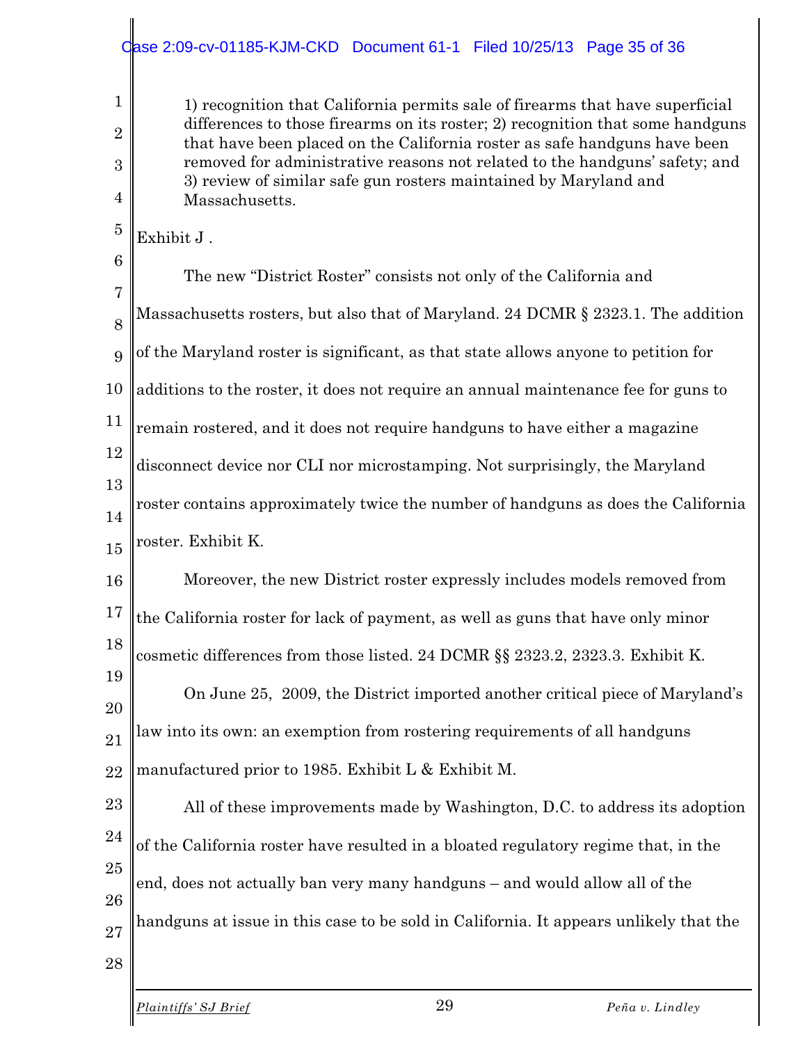> 1) recognition that California permits sale of firearms that have superficial differences to those firearms on its roster; 2) recognition that some handguns that have been placed on the California roster as safe handguns have been removed for administrative reasons not related to the handguns' safety; and 3) review of similar safe gun rosters maintained by Maryland and Massachusetts.

Exhibit J .

The new "District Roster" consists not only of the California and Massachusetts rosters, but also that of Maryland. 24 DCMR § 2323.1. The addition of the Maryland roster is significant, as that state allows anyone to petition for additions to the roster, it does not require an annual maintenance fee for guns to remain rostered, and it does not require handguns to have either a magazine disconnect device nor CLI nor microstamping. Not surprisingly, the Maryland roster contains approximately twice the number of handguns as does the California roster. Exhibit K.

Moreover, the new District roster expressly includes models removed from the California roster for lack of payment, as well as guns that have only minor cosmetic differences from those listed. 24 DCMR §§ 2323.2, 2323.3. Exhibit K.

On June 25, 2009, the District imported another critical piece of Maryland's law into its own: an exemption from rostering requirements of all handguns manufactured prior to 1985. Exhibit L & Exhibit M.

All of these improvements made by Washington, D.C. to address its adoption of the California roster have resulted in a bloated regulatory regime that, in the end, does not actually ban very many handguns – and would allow all of the handguns at issue in this case to be sold in California. It appears unlikely that the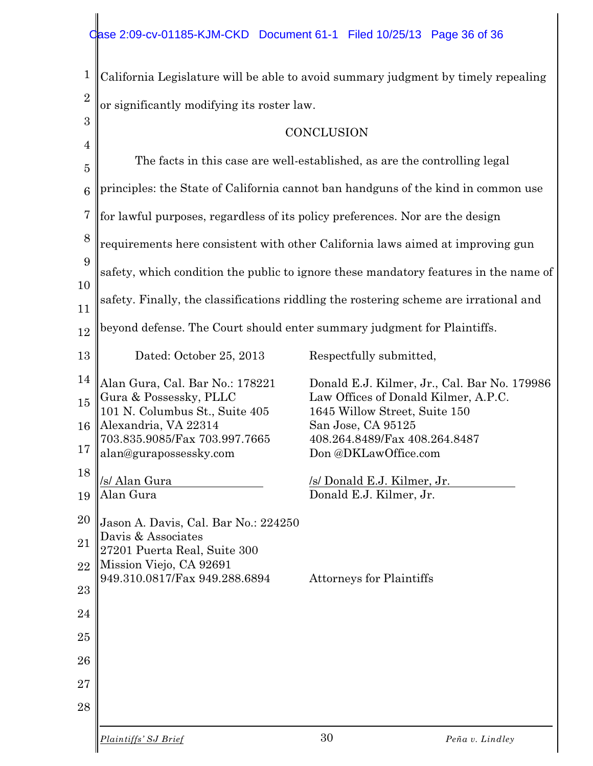California Legislature will be able to avoid summary judgment by timely repealing or significantly modifying its roster law.

## CONCLUSION

The facts in this case are well-established, as are the controlling legal principles: the State of California cannot ban handguns of the kind in common use for lawful purposes, regardless of its policy preferences. Nor are the design requirements here consistent with other California laws aimed at improving gun safety, which condition the public to ignore these mandatory features in the name of safety. Finally, the classifications riddling the rostering scheme are irrational and beyond defense. The Court should enter summary judgment for Plaintiffs.

Dated: October 25, 2013

Respectfully submitted,

Alan Gura, Cal. Bar No.: 178221
Gura & Possessky, PLLC
101 N. Columbus St., Suite 405
Alexandria, VA 22314
703.835.9085/Fax 703.997.7665
alan@gurapossessky.com

/s/ Alan Gura
Alan Gura

Donald E.J. Kilmer, Jr., Cal. Bar No. 179986
Law Offices of Donald Kilmer, A.P.C.
1645 Willow Street, Suite 150
San Jose, CA 95125
408.264.8489/Fax 408.264.8487
Don @DKLawOffice.com

/s/ Donald E.J. Kilmer, Jr.
Donald E.J. Kilmer, Jr.

Jason A. Davis, Cal. Bar No.: 224250
Davis & Associates
27201 Puerta Real, Suite 300
Mission Viejo, CA 92691
949.310.0817/Fax 949.288.6894

Attorneys for Plaintiffs